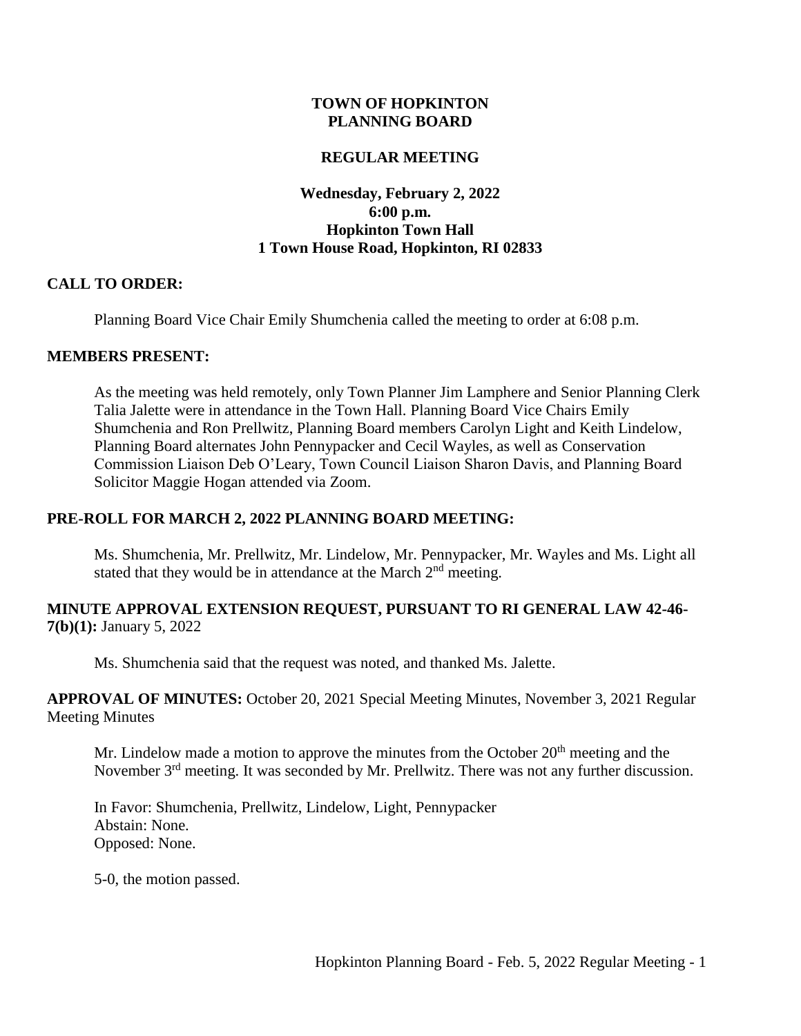# TOWN OF HOPKINTON
# PLANNING BOARD

## REGULAR MEETING

### Wednesday, February 2, 2022
### 6:00 p.m.
### Hopkinton Town Hall
### 1 Town House Road, Hopkinton, RI 02833

**CALL TO ORDER:**

Planning Board Vice Chair Emily Shumchenia called the meeting to order at 6:08 p.m.

**MEMBERS PRESENT:**

As the meeting was held remotely, only Town Planner Jim Lamphere and Senior Planning Clerk Talia Jalette were in attendance in the Town Hall. Planning Board Vice Chairs Emily Shumchenia and Ron Prellwitz, Planning Board members Carolyn Light and Keith Lindelow, Planning Board alternates John Pennypacker and Cecil Wayles, as well as Conservation Commission Liaison Deb O'Leary, Town Council Liaison Sharon Davis, and Planning Board Solicitor Maggie Hogan attended via Zoom.

**PRE-ROLL FOR MARCH 2, 2022 PLANNING BOARD MEETING:**

Ms. Shumchenia, Mr. Prellwitz, Mr. Lindelow, Mr. Pennypacker, Mr. Wayles and Ms. Light all stated that they would be in attendance at the March 2nd meeting.

**MINUTE APPROVAL EXTENSION REQUEST, PURSUANT TO RI GENERAL LAW 42-46-7(b)(1):** January 5, 2022

Ms. Shumchenia said that the request was noted, and thanked Ms. Jalette.

**APPROVAL OF MINUTES:** October 20, 2021 Special Meeting Minutes, November 3, 2021 Regular Meeting Minutes

Mr. Lindelow made a motion to approve the minutes from the October 20th meeting and the November 3rd meeting. It was seconded by Mr. Prellwitz. There was not any further discussion.

In Favor: Shumchenia, Prellwitz, Lindelow, Light, Pennypacker
Abstain: None.
Opposed: None.

5-0, the motion passed.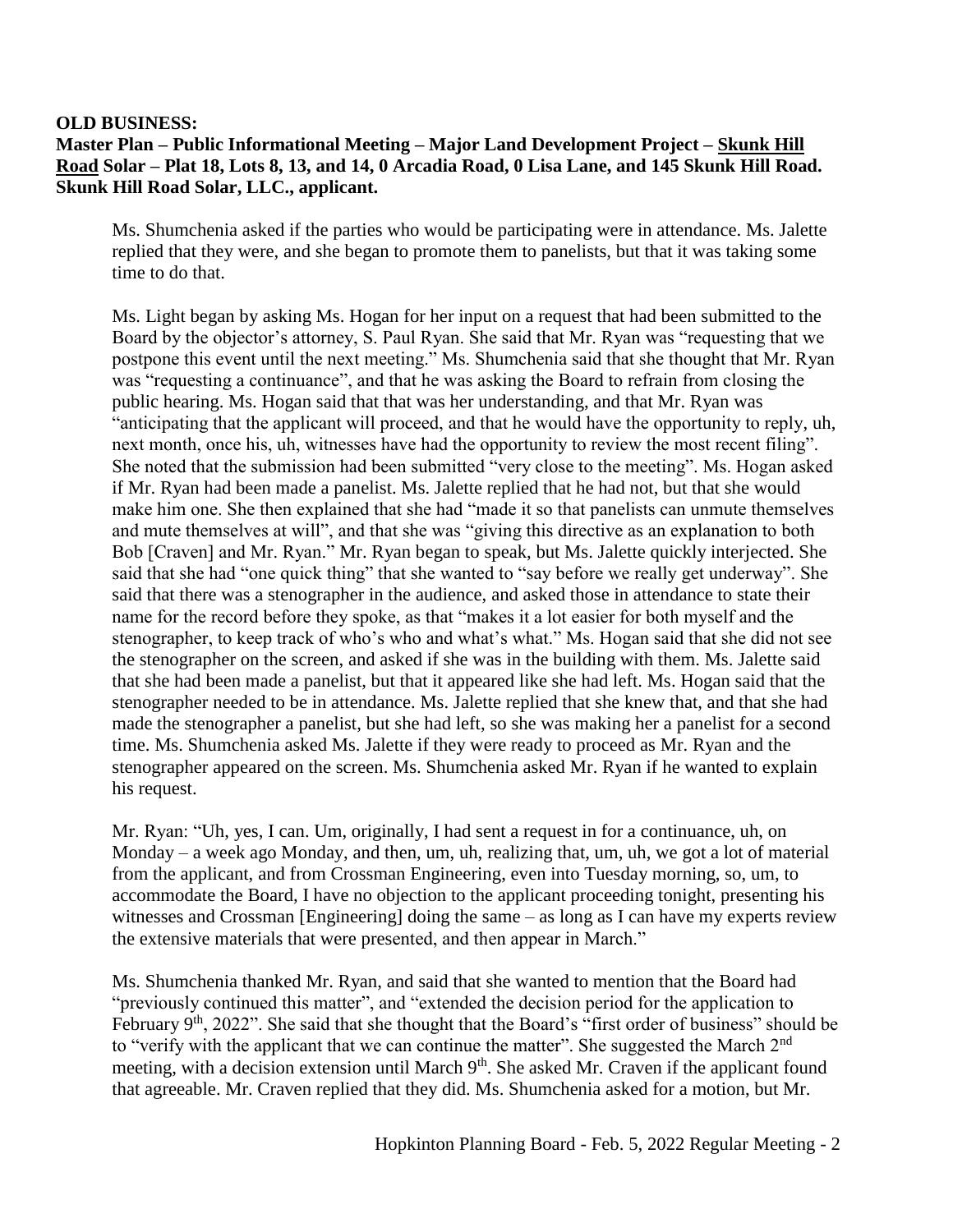**OLD BUSINESS:**

**Master Plan – Public Informational Meeting – Major Land Development Project – Skunk Hill Road Solar – Plat 18, Lots 8, 13, and 14, 0 Arcadia Road, 0 Lisa Lane, and 145 Skunk Hill Road. Skunk Hill Road Solar, LLC., applicant.**

Ms. Shumchenia asked if the parties who would be participating were in attendance. Ms. Jalette replied that they were, and she began to promote them to panelists, but that it was taking some time to do that.

Ms. Light began by asking Ms. Hogan for her input on a request that had been submitted to the Board by the objector's attorney, S. Paul Ryan. She said that Mr. Ryan was "requesting that we postpone this event until the next meeting." Ms. Shumchenia said that she thought that Mr. Ryan was "requesting a continuance", and that he was asking the Board to refrain from closing the public hearing. Ms. Hogan said that that was her understanding, and that Mr. Ryan was "anticipating that the applicant will proceed, and that he would have the opportunity to reply, uh, next month, once his, uh, witnesses have had the opportunity to review the most recent filing". She noted that the submission had been submitted "very close to the meeting". Ms. Hogan asked if Mr. Ryan had been made a panelist. Ms. Jalette replied that he had not, but that she would make him one. She then explained that she had "made it so that panelists can unmute themselves and mute themselves at will", and that she was "giving this directive as an explanation to both Bob [Craven] and Mr. Ryan." Mr. Ryan began to speak, but Ms. Jalette quickly interjected. She said that she had "one quick thing" that she wanted to "say before we really get underway". She said that there was a stenographer in the audience, and asked those in attendance to state their name for the record before they spoke, as that "makes it a lot easier for both myself and the stenographer, to keep track of who's who and what's what." Ms. Hogan said that she did not see the stenographer on the screen, and asked if she was in the building with them. Ms. Jalette said that she had been made a panelist, but that it appeared like she had left. Ms. Hogan said that the stenographer needed to be in attendance. Ms. Jalette replied that she knew that, and that she had made the stenographer a panelist, but she had left, so she was making her a panelist for a second time. Ms. Shumchenia asked Ms. Jalette if they were ready to proceed as Mr. Ryan and the stenographer appeared on the screen. Ms. Shumchenia asked Mr. Ryan if he wanted to explain his request.

Mr. Ryan: "Uh, yes, I can. Um, originally, I had sent a request in for a continuance, uh, on Monday – a week ago Monday, and then, um, uh, realizing that, um, uh, we got a lot of material from the applicant, and from Crossman Engineering, even into Tuesday morning, so, um, to accommodate the Board, I have no objection to the applicant proceeding tonight, presenting his witnesses and Crossman [Engineering] doing the same – as long as I can have my experts review the extensive materials that were presented, and then appear in March."

Ms. Shumchenia thanked Mr. Ryan, and said that she wanted to mention that the Board had "previously continued this matter", and "extended the decision period for the application to February 9th, 2022". She said that she thought that the Board's "first order of business" should be to "verify with the applicant that we can continue the matter". She suggested the March 2nd meeting, with a decision extension until March 9th. She asked Mr. Craven if the applicant found that agreeable. Mr. Craven replied that they did. Ms. Shumchenia asked for a motion, but Mr.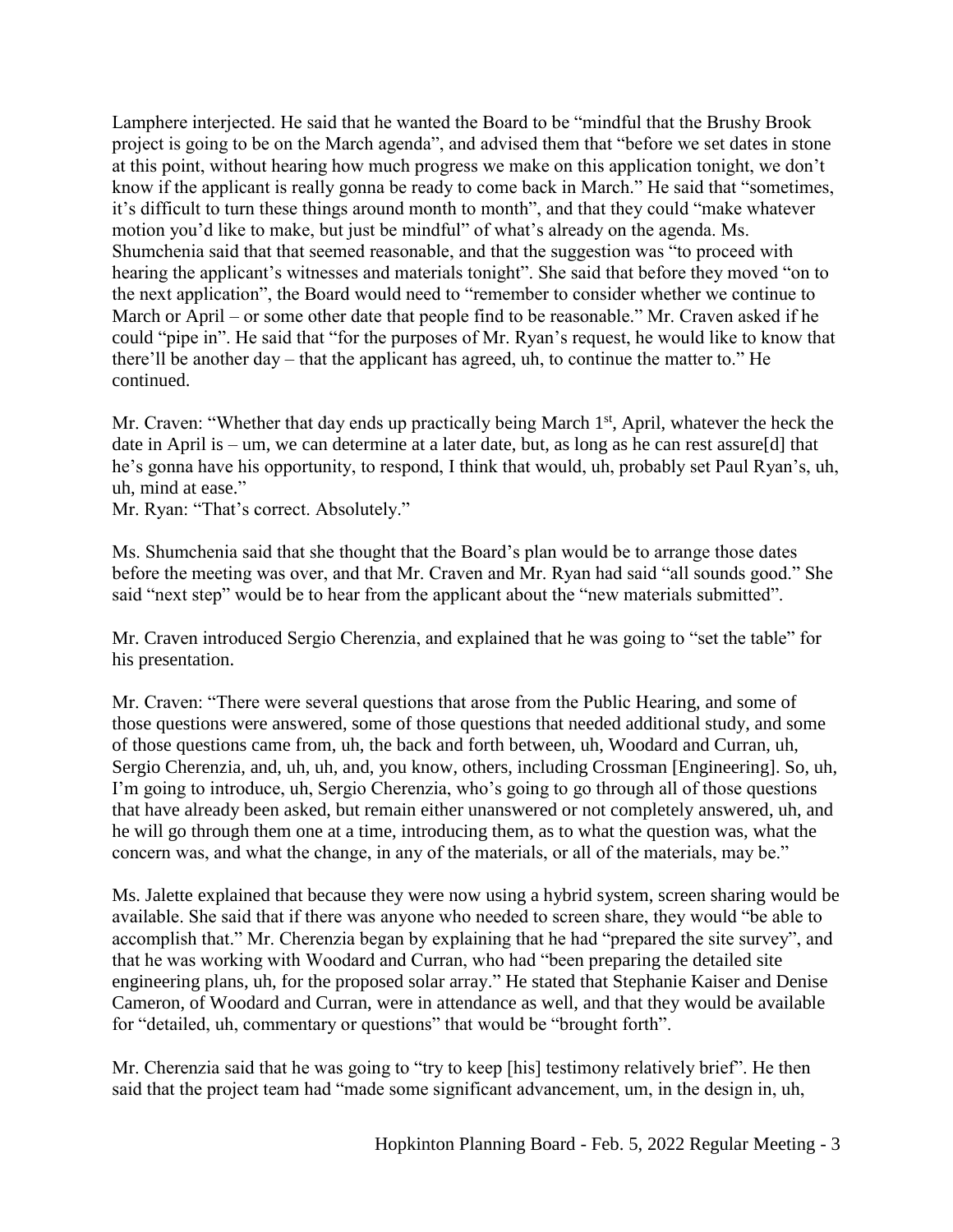Lamphere interjected. He said that he wanted the Board to be "mindful that the Brushy Brook project is going to be on the March agenda", and advised them that "before we set dates in stone at this point, without hearing how much progress we make on this application tonight, we don't know if the applicant is really gonna be ready to come back in March." He said that "sometimes, it's difficult to turn these things around month to month", and that they could "make whatever motion you'd like to make, but just be mindful" of what's already on the agenda. Ms. Shumchenia said that that seemed reasonable, and that the suggestion was "to proceed with hearing the applicant's witnesses and materials tonight". She said that before they moved "on to the next application", the Board would need to "remember to consider whether we continue to March or April – or some other date that people find to be reasonable." Mr. Craven asked if he could "pipe in". He said that "for the purposes of Mr. Ryan's request, he would like to know that there'll be another day – that the applicant has agreed, uh, to continue the matter to." He continued.

Mr. Craven: "Whether that day ends up practically being March 1st, April, whatever the heck the date in April is – um, we can determine at a later date, but, as long as he can rest assure[d] that he's gonna have his opportunity, to respond, I think that would, uh, probably set Paul Ryan's, uh, uh, mind at ease."
Mr. Ryan: "That's correct. Absolutely."

Ms. Shumchenia said that she thought that the Board's plan would be to arrange those dates before the meeting was over, and that Mr. Craven and Mr. Ryan had said "all sounds good." She said "next step" would be to hear from the applicant about the "new materials submitted".

Mr. Craven introduced Sergio Cherenzia, and explained that he was going to "set the table" for his presentation.

Mr. Craven: "There were several questions that arose from the Public Hearing, and some of those questions were answered, some of those questions that needed additional study, and some of those questions came from, uh, the back and forth between, uh, Woodard and Curran, uh, Sergio Cherenzia, and, uh, uh, and, you know, others, including Crossman [Engineering]. So, uh, I'm going to introduce, uh, Sergio Cherenzia, who's going to go through all of those questions that have already been asked, but remain either unanswered or not completely answered, uh, and he will go through them one at a time, introducing them, as to what the question was, what the concern was, and what the change, in any of the materials, or all of the materials, may be."

Ms. Jalette explained that because they were now using a hybrid system, screen sharing would be available. She said that if there was anyone who needed to screen share, they would "be able to accomplish that." Mr. Cherenzia began by explaining that he had "prepared the site survey", and that he was working with Woodard and Curran, who had "been preparing the detailed site engineering plans, uh, for the proposed solar array." He stated that Stephanie Kaiser and Denise Cameron, of Woodard and Curran, were in attendance as well, and that they would be available for "detailed, uh, commentary or questions" that would be "brought forth".

Mr. Cherenzia said that he was going to "try to keep [his] testimony relatively brief". He then said that the project team had "made some significant advancement, um, in the design in, uh,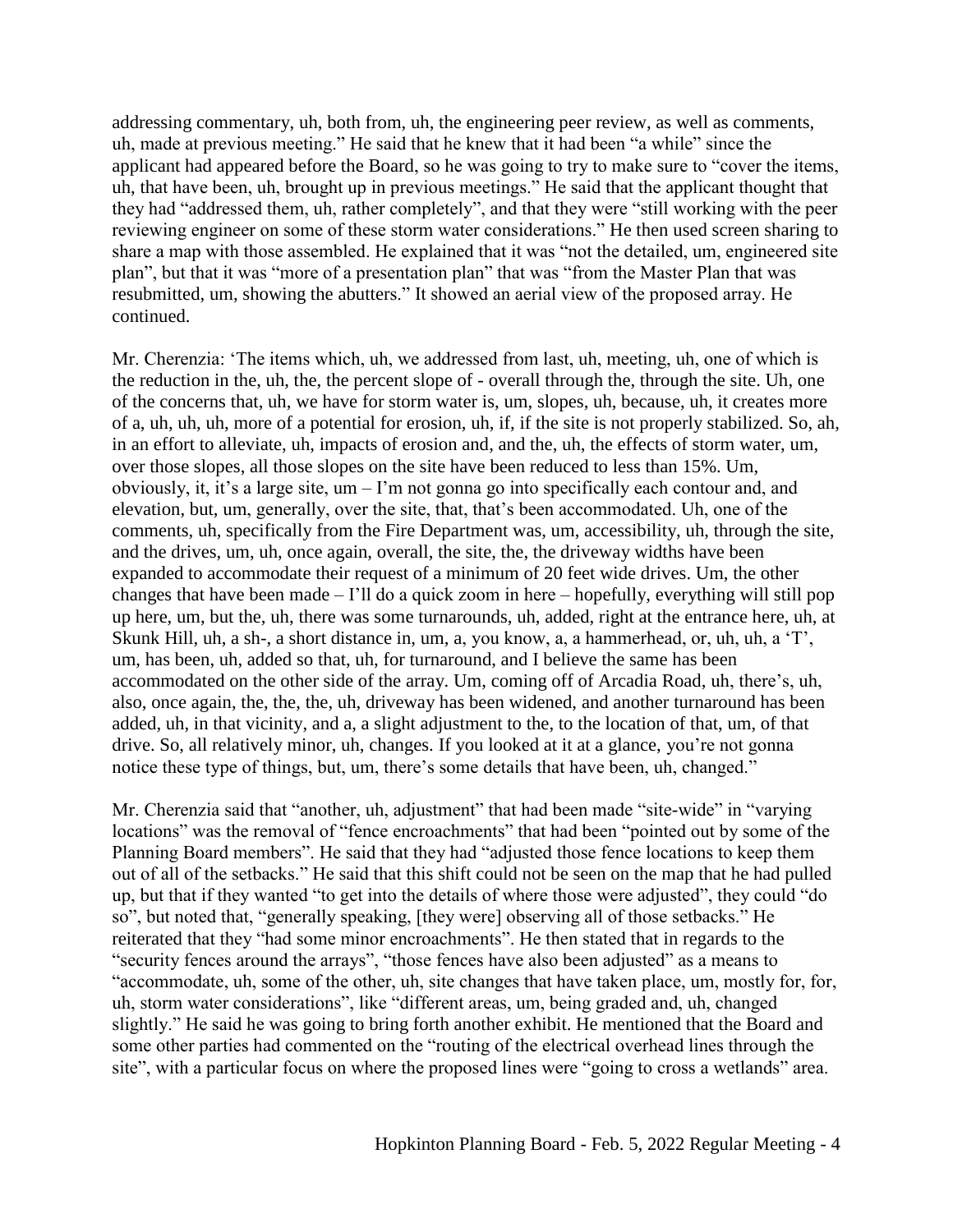addressing commentary, uh, both from, uh, the engineering peer review, as well as comments, uh, made at previous meeting." He said that he knew that it had been "a while" since the applicant had appeared before the Board, so he was going to try to make sure to "cover the items, uh, that have been, uh, brought up in previous meetings." He said that the applicant thought that they had "addressed them, uh, rather completely", and that they were "still working with the peer reviewing engineer on some of these storm water considerations." He then used screen sharing to share a map with those assembled. He explained that it was "not the detailed, um, engineered site plan", but that it was "more of a presentation plan" that was "from the Master Plan that was resubmitted, um, showing the abutters." It showed an aerial view of the proposed array. He continued.

Mr. Cherenzia: 'The items which, uh, we addressed from last, uh, meeting, uh, one of which is the reduction in the, uh, the, the percent slope of - overall through the, through the site. Uh, one of the concerns that, uh, we have for storm water is, um, slopes, uh, because, uh, it creates more of a, uh, uh, uh, more of a potential for erosion, uh, if, if the site is not properly stabilized. So, ah, in an effort to alleviate, uh, impacts of erosion and, and the, uh, the effects of storm water, um, over those slopes, all those slopes on the site have been reduced to less than 15%. Um, obviously, it, it's a large site, um – I'm not gonna go into specifically each contour and, and elevation, but, um, generally, over the site, that, that's been accommodated. Uh, one of the comments, uh, specifically from the Fire Department was, um, accessibility, uh, through the site, and the drives, um, uh, once again, overall, the site, the, the driveway widths have been expanded to accommodate their request of a minimum of 20 feet wide drives. Um, the other changes that have been made – I'll do a quick zoom in here – hopefully, everything will still pop up here, um, but the, uh, there was some turnarounds, uh, added, right at the entrance here, uh, at Skunk Hill, uh, a sh-, a short distance in, um, a, you know, a, a hammerhead, or, uh, uh, a 'T', um, has been, uh, added so that, uh, for turnaround, and I believe the same has been accommodated on the other side of the array. Um, coming off of Arcadia Road, uh, there's, uh, also, once again, the, the, the, uh, driveway has been widened, and another turnaround has been added, uh, in that vicinity, and a, a slight adjustment to the, to the location of that, um, of that drive. So, all relatively minor, uh, changes. If you looked at it at a glance, you're not gonna notice these type of things, but, um, there's some details that have been, uh, changed."

Mr. Cherenzia said that "another, uh, adjustment" that had been made "site-wide" in "varying locations" was the removal of "fence encroachments" that had been "pointed out by some of the Planning Board members". He said that they had "adjusted those fence locations to keep them out of all of the setbacks." He said that this shift could not be seen on the map that he had pulled up, but that if they wanted "to get into the details of where those were adjusted", they could "do so", but noted that, "generally speaking, [they were] observing all of those setbacks." He reiterated that they "had some minor encroachments". He then stated that in regards to the "security fences around the arrays", "those fences have also been adjusted" as a means to "accommodate, uh, some of the other, uh, site changes that have taken place, um, mostly for, for, uh, storm water considerations", like "different areas, um, being graded and, uh, changed slightly." He said he was going to bring forth another exhibit. He mentioned that the Board and some other parties had commented on the "routing of the electrical overhead lines through the site", with a particular focus on where the proposed lines were "going to cross a wetlands" area.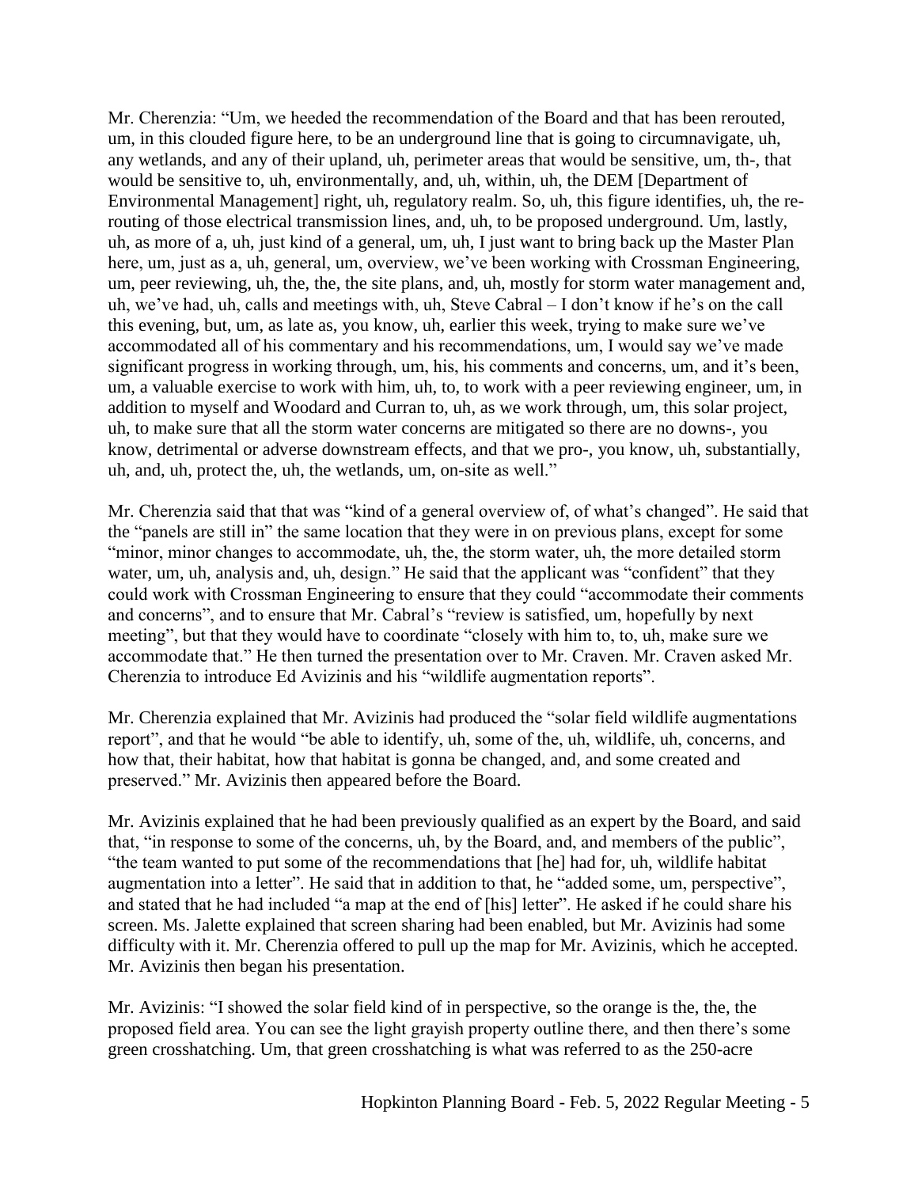Mr. Cherenzia: "Um, we heeded the recommendation of the Board and that has been rerouted, um, in this clouded figure here, to be an underground line that is going to circumnavigate, uh, any wetlands, and any of their upland, uh, perimeter areas that would be sensitive, um, th-, that would be sensitive to, uh, environmentally, and, uh, within, uh, the DEM [Department of Environmental Management] right, uh, regulatory realm. So, uh, this figure identifies, uh, the re-routing of those electrical transmission lines, and, uh, to be proposed underground. Um, lastly, uh, as more of a, uh, just kind of a general, um, uh, I just want to bring back up the Master Plan here, um, just as a, uh, general, um, overview, we've been working with Crossman Engineering, um, peer reviewing, uh, the, the, the site plans, and, uh, mostly for storm water management and, uh, we've had, uh, calls and meetings with, uh, Steve Cabral – I don't know if he's on the call this evening, but, um, as late as, you know, uh, earlier this week, trying to make sure we've accommodated all of his commentary and his recommendations, um, I would say we've made significant progress in working through, um, his, his comments and concerns, um, and it's been, um, a valuable exercise to work with him, uh, to, to work with a peer reviewing engineer, um, in addition to myself and Woodard and Curran to, uh, as we work through, um, this solar project, uh, to make sure that all the storm water concerns are mitigated so there are no downs-, you know, detrimental or adverse downstream effects, and that we pro-, you know, uh, substantially, uh, and, uh, protect the, uh, the wetlands, um, on-site as well."

Mr. Cherenzia said that that was "kind of a general overview of, of what's changed". He said that the "panels are still in" the same location that they were in on previous plans, except for some "minor, minor changes to accommodate, uh, the, the storm water, uh, the more detailed storm water, um, uh, analysis and, uh, design." He said that the applicant was "confident" that they could work with Crossman Engineering to ensure that they could "accommodate their comments and concerns", and to ensure that Mr. Cabral's "review is satisfied, um, hopefully by next meeting", but that they would have to coordinate "closely with him to, to, uh, make sure we accommodate that." He then turned the presentation over to Mr. Craven. Mr. Craven asked Mr. Cherenzia to introduce Ed Avizinis and his "wildlife augmentation reports".

Mr. Cherenzia explained that Mr. Avizinis had produced the "solar field wildlife augmentations report", and that he would "be able to identify, uh, some of the, uh, wildlife, uh, concerns, and how that, their habitat, how that habitat is gonna be changed, and, and some created and preserved." Mr. Avizinis then appeared before the Board.

Mr. Avizinis explained that he had been previously qualified as an expert by the Board, and said that, "in response to some of the concerns, uh, by the Board, and, and members of the public", "the team wanted to put some of the recommendations that [he] had for, uh, wildlife habitat augmentation into a letter". He said that in addition to that, he "added some, um, perspective", and stated that he had included "a map at the end of [his] letter". He asked if he could share his screen. Ms. Jalette explained that screen sharing had been enabled, but Mr. Avizinis had some difficulty with it. Mr. Cherenzia offered to pull up the map for Mr. Avizinis, which he accepted. Mr. Avizinis then began his presentation.

Mr. Avizinis: "I showed the solar field kind of in perspective, so the orange is the, the, the proposed field area. You can see the light grayish property outline there, and then there's some green crosshatching. Um, that green crosshatching is what was referred to as the 250-acre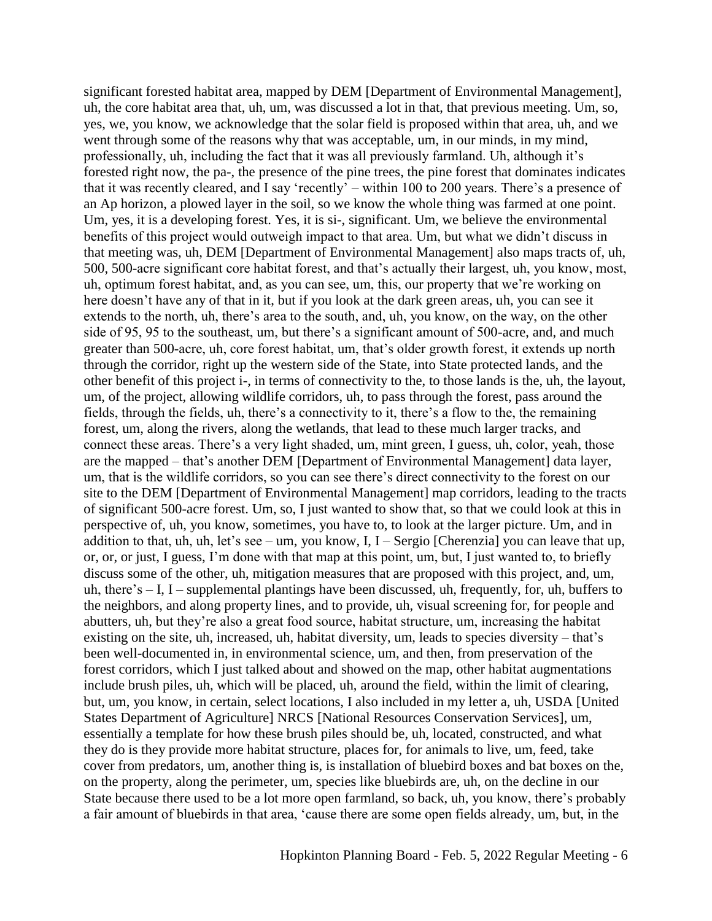significant forested habitat area, mapped by DEM [Department of Environmental Management], uh, the core habitat area that, uh, um, was discussed a lot in that, that previous meeting. Um, so, yes, we, you know, we acknowledge that the solar field is proposed within that area, uh, and we went through some of the reasons why that was acceptable, um, in our minds, in my mind, professionally, uh, including the fact that it was all previously farmland. Uh, although it's forested right now, the pa-, the presence of the pine trees, the pine forest that dominates indicates that it was recently cleared, and I say 'recently' – within 100 to 200 years. There's a presence of an Ap horizon, a plowed layer in the soil, so we know the whole thing was farmed at one point. Um, yes, it is a developing forest. Yes, it is si-, significant. Um, we believe the environmental benefits of this project would outweigh impact to that area. Um, but what we didn't discuss in that meeting was, uh, DEM [Department of Environmental Management] also maps tracts of, uh, 500, 500-acre significant core habitat forest, and that's actually their largest, uh, you know, most, uh, optimum forest habitat, and, as you can see, um, this, our property that we're working on here doesn't have any of that in it, but if you look at the dark green areas, uh, you can see it extends to the north, uh, there's area to the south, and, uh, you know, on the way, on the other side of 95, 95 to the southeast, um, but there's a significant amount of 500-acre, and, and much greater than 500-acre, uh, core forest habitat, um, that's older growth forest, it extends up north through the corridor, right up the western side of the State, into State protected lands, and the other benefit of this project i-, in terms of connectivity to the, to those lands is the, uh, the layout, um, of the project, allowing wildlife corridors, uh, to pass through the forest, pass around the fields, through the fields, uh, there's a connectivity to it, there's a flow to the, the remaining forest, um, along the rivers, along the wetlands, that lead to these much larger tracks, and connect these areas. There's a very light shaded, um, mint green, I guess, uh, color, yeah, those are the mapped – that's another DEM [Department of Environmental Management] data layer, um, that is the wildlife corridors, so you can see there's direct connectivity to the forest on our site to the DEM [Department of Environmental Management] map corridors, leading to the tracts of significant 500-acre forest. Um, so, I just wanted to show that, so that we could look at this in perspective of, uh, you know, sometimes, you have to, to look at the larger picture. Um, and in addition to that, uh, uh, let's see – um, you know, I, I – Sergio [Cherenzia] you can leave that up, or, or, or just, I guess, I'm done with that map at this point, um, but, I just wanted to, to briefly discuss some of the other, uh, mitigation measures that are proposed with this project, and, um, uh, there's – I, I – supplemental plantings have been discussed, uh, frequently, for, uh, buffers to the neighbors, and along property lines, and to provide, uh, visual screening for, for people and abutters, uh, but they're also a great food source, habitat structure, um, increasing the habitat existing on the site, uh, increased, uh, habitat diversity, um, leads to species diversity – that's been well-documented in, in environmental science, um, and then, from preservation of the forest corridors, which I just talked about and showed on the map, other habitat augmentations include brush piles, uh, which will be placed, uh, around the field, within the limit of clearing, but, um, you know, in certain, select locations, I also included in my letter a, uh, USDA [United States Department of Agriculture] NRCS [National Resources Conservation Services], um, essentially a template for how these brush piles should be, uh, located, constructed, and what they do is they provide more habitat structure, places for, for animals to live, um, feed, take cover from predators, um, another thing is, is installation of bluebird boxes and bat boxes on the, on the property, along the perimeter, um, species like bluebirds are, uh, on the decline in our State because there used to be a lot more open farmland, so back, uh, you know, there's probably a fair amount of bluebirds in that area, 'cause there are some open fields already, um, but, in the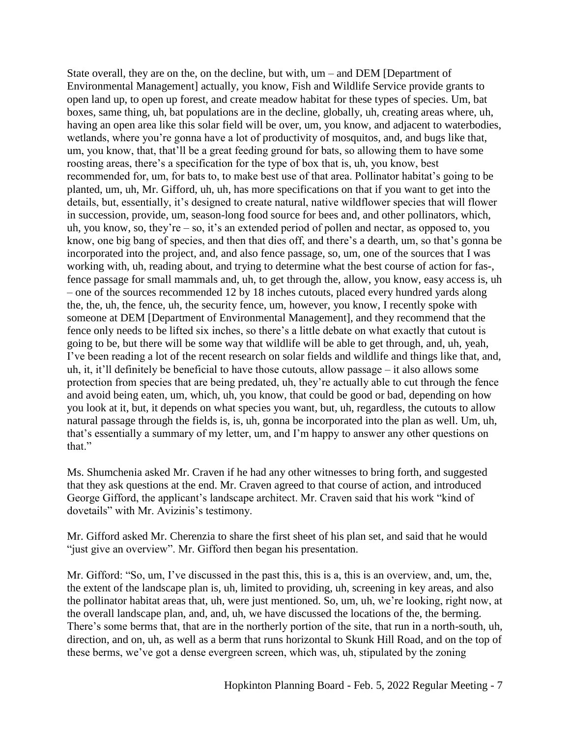State overall, they are on the, on the decline, but with, um – and DEM [Department of Environmental Management] actually, you know, Fish and Wildlife Service provide grants to open land up, to open up forest, and create meadow habitat for these types of species. Um, bat boxes, same thing, uh, bat populations are in the decline, globally, uh, creating areas where, uh, having an open area like this solar field will be over, um, you know, and adjacent to waterbodies, wetlands, where you're gonna have a lot of productivity of mosquitos, and, and bugs like that, um, you know, that, that'll be a great feeding ground for bats, so allowing them to have some roosting areas, there's a specification for the type of box that is, uh, you know, best recommended for, um, for bats to, to make best use of that area. Pollinator habitat's going to be planted, um, uh, Mr. Gifford, uh, uh, has more specifications on that if you want to get into the details, but, essentially, it's designed to create natural, native wildflower species that will flower in succession, provide, um, season-long food source for bees and, and other pollinators, which, uh, you know, so, they're – so, it's an extended period of pollen and nectar, as opposed to, you know, one big bang of species, and then that dies off, and there's a dearth, um, so that's gonna be incorporated into the project, and, and also fence passage, so, um, one of the sources that I was working with, uh, reading about, and trying to determine what the best course of action for fas-, fence passage for small mammals and, uh, to get through the, allow, you know, easy access is, uh – one of the sources recommended 12 by 18 inches cutouts, placed every hundred yards along the, the, uh, the fence, uh, the security fence, um, however, you know, I recently spoke with someone at DEM [Department of Environmental Management], and they recommend that the fence only needs to be lifted six inches, so there's a little debate on what exactly that cutout is going to be, but there will be some way that wildlife will be able to get through, and, uh, yeah, I've been reading a lot of the recent research on solar fields and wildlife and things like that, and, uh, it, it'll definitely be beneficial to have those cutouts, allow passage – it also allows some protection from species that are being predated, uh, they're actually able to cut through the fence and avoid being eaten, um, which, uh, you know, that could be good or bad, depending on how you look at it, but, it depends on what species you want, but, uh, regardless, the cutouts to allow natural passage through the fields is, is, uh, gonna be incorporated into the plan as well. Um, uh, that's essentially a summary of my letter, um, and I'm happy to answer any other questions on that."

Ms. Shumchenia asked Mr. Craven if he had any other witnesses to bring forth, and suggested that they ask questions at the end. Mr. Craven agreed to that course of action, and introduced George Gifford, the applicant's landscape architect. Mr. Craven said that his work "kind of dovetails" with Mr. Avizinis's testimony.

Mr. Gifford asked Mr. Cherenzia to share the first sheet of his plan set, and said that he would "just give an overview". Mr. Gifford then began his presentation.

Mr. Gifford: "So, um, I've discussed in the past this, this is a, this is an overview, and, um, the, the extent of the landscape plan is, uh, limited to providing, uh, screening in key areas, and also the pollinator habitat areas that, uh, were just mentioned. So, um, uh, we're looking, right now, at the overall landscape plan, and, and, uh, we have discussed the locations of the, the berming. There's some berms that, that are in the northerly portion of the site, that run in a north-south, uh, direction, and on, uh, as well as a berm that runs horizontal to Skunk Hill Road, and on the top of these berms, we've got a dense evergreen screen, which was, uh, stipulated by the zoning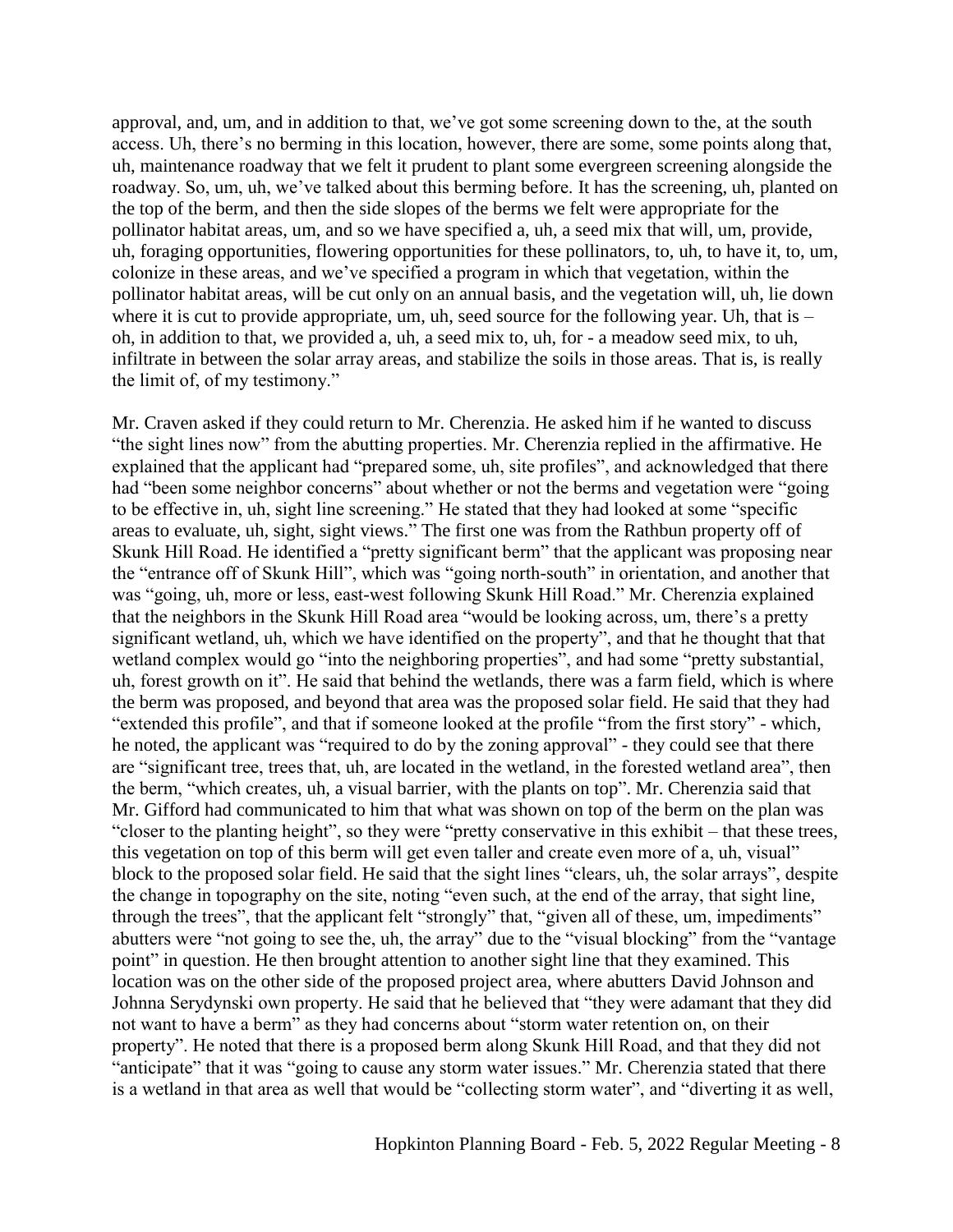approval, and, um, and in addition to that, we've got some screening down to the, at the south access. Uh, there's no berming in this location, however, there are some, some points along that, uh, maintenance roadway that we felt it prudent to plant some evergreen screening alongside the roadway. So, um, uh, we've talked about this berming before. It has the screening, uh, planted on the top of the berm, and then the side slopes of the berms we felt were appropriate for the pollinator habitat areas, um, and so we have specified a, uh, a seed mix that will, um, provide, uh, foraging opportunities, flowering opportunities for these pollinators, to, uh, to have it, to, um, colonize in these areas, and we've specified a program in which that vegetation, within the pollinator habitat areas, will be cut only on an annual basis, and the vegetation will, uh, lie down where it is cut to provide appropriate, um, uh, seed source for the following year. Uh, that is – oh, in addition to that, we provided a, uh, a seed mix to, uh, for - a meadow seed mix, to uh, infiltrate in between the solar array areas, and stabilize the soils in those areas. That is, is really the limit of, of my testimony."

Mr. Craven asked if they could return to Mr. Cherenzia. He asked him if he wanted to discuss "the sight lines now" from the abutting properties. Mr. Cherenzia replied in the affirmative. He explained that the applicant had "prepared some, uh, site profiles", and acknowledged that there had "been some neighbor concerns" about whether or not the berms and vegetation were "going to be effective in, uh, sight line screening." He stated that they had looked at some "specific areas to evaluate, uh, sight, sight views." The first one was from the Rathbun property off of Skunk Hill Road. He identified a "pretty significant berm" that the applicant was proposing near the "entrance off of Skunk Hill", which was "going north-south" in orientation, and another that was "going, uh, more or less, east-west following Skunk Hill Road." Mr. Cherenzia explained that the neighbors in the Skunk Hill Road area "would be looking across, um, there's a pretty significant wetland, uh, which we have identified on the property", and that he thought that that wetland complex would go "into the neighboring properties", and had some "pretty substantial, uh, forest growth on it". He said that behind the wetlands, there was a farm field, which is where the berm was proposed, and beyond that area was the proposed solar field. He said that they had "extended this profile", and that if someone looked at the profile "from the first story" - which, he noted, the applicant was "required to do by the zoning approval" - they could see that there are "significant tree, trees that, uh, are located in the wetland, in the forested wetland area", then the berm, "which creates, uh, a visual barrier, with the plants on top". Mr. Cherenzia said that Mr. Gifford had communicated to him that what was shown on top of the berm on the plan was "closer to the planting height", so they were "pretty conservative in this exhibit – that these trees, this vegetation on top of this berm will get even taller and create even more of a, uh, visual" block to the proposed solar field. He said that the sight lines "clears, uh, the solar arrays", despite the change in topography on the site, noting "even such, at the end of the array, that sight line, through the trees", that the applicant felt "strongly" that, "given all of these, um, impediments" abutters were "not going to see the, uh, the array" due to the "visual blocking" from the "vantage point" in question. He then brought attention to another sight line that they examined. This location was on the other side of the proposed project area, where abutters David Johnson and Johnna Serydynski own property. He said that he believed that "they were adamant that they did not want to have a berm" as they had concerns about "storm water retention on, on their property". He noted that there is a proposed berm along Skunk Hill Road, and that they did not "anticipate" that it was "going to cause any storm water issues." Mr. Cherenzia stated that there is a wetland in that area as well that would be "collecting storm water", and "diverting it as well,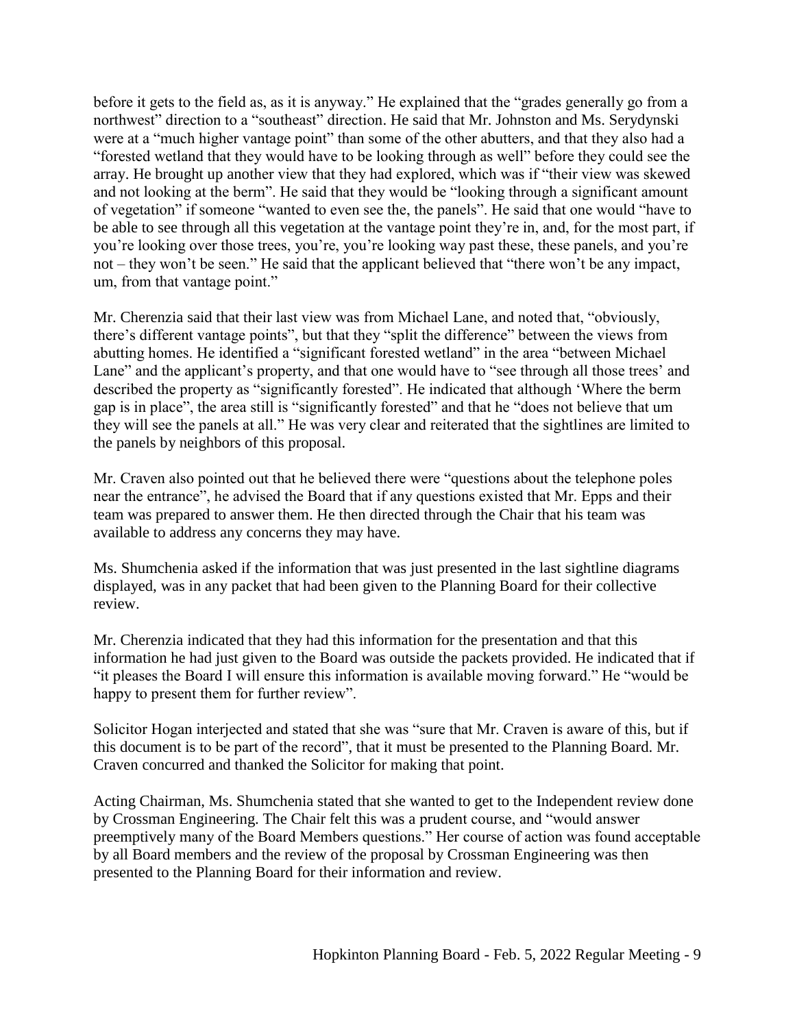before it gets to the field as, as it is anyway." He explained that the "grades generally go from a northwest" direction to a "southeast" direction. He said that Mr. Johnston and Ms. Serydynski were at a "much higher vantage point" than some of the other abutters, and that they also had a "forested wetland that they would have to be looking through as well" before they could see the array. He brought up another view that they had explored, which was if "their view was skewed and not looking at the berm". He said that they would be "looking through a significant amount of vegetation" if someone "wanted to even see the, the panels". He said that one would "have to be able to see through all this vegetation at the vantage point they're in, and, for the most part, if you're looking over those trees, you're, you're looking way past these, these panels, and you're not – they won't be seen." He said that the applicant believed that "there won't be any impact, um, from that vantage point."

Mr. Cherenzia said that their last view was from Michael Lane, and noted that, "obviously, there's different vantage points", but that they "split the difference" between the views from abutting homes. He identified a "significant forested wetland" in the area "between Michael Lane" and the applicant's property, and that one would have to "see through all those trees' and described the property as "significantly forested". He indicated that although 'Where the berm gap is in place", the area still is "significantly forested" and that he "does not believe that um they will see the panels at all." He was very clear and reiterated that the sightlines are limited to the panels by neighbors of this proposal.

Mr. Craven also pointed out that he believed there were "questions about the telephone poles near the entrance", he advised the Board that if any questions existed that Mr. Epps and their team was prepared to answer them. He then directed through the Chair that his team was available to address any concerns they may have.

Ms. Shumchenia asked if the information that was just presented in the last sightline diagrams displayed, was in any packet that had been given to the Planning Board for their collective review.

Mr. Cherenzia indicated that they had this information for the presentation and that this information he had just given to the Board was outside the packets provided. He indicated that if "it pleases the Board I will ensure this information is available moving forward." He "would be happy to present them for further review".

Solicitor Hogan interjected and stated that she was "sure that Mr. Craven is aware of this, but if this document is to be part of the record", that it must be presented to the Planning Board. Mr. Craven concurred and thanked the Solicitor for making that point.

Acting Chairman, Ms. Shumchenia stated that she wanted to get to the Independent review done by Crossman Engineering. The Chair felt this was a prudent course, and "would answer preemptively many of the Board Members questions." Her course of action was found acceptable by all Board members and the review of the proposal by Crossman Engineering was then presented to the Planning Board for their information and review.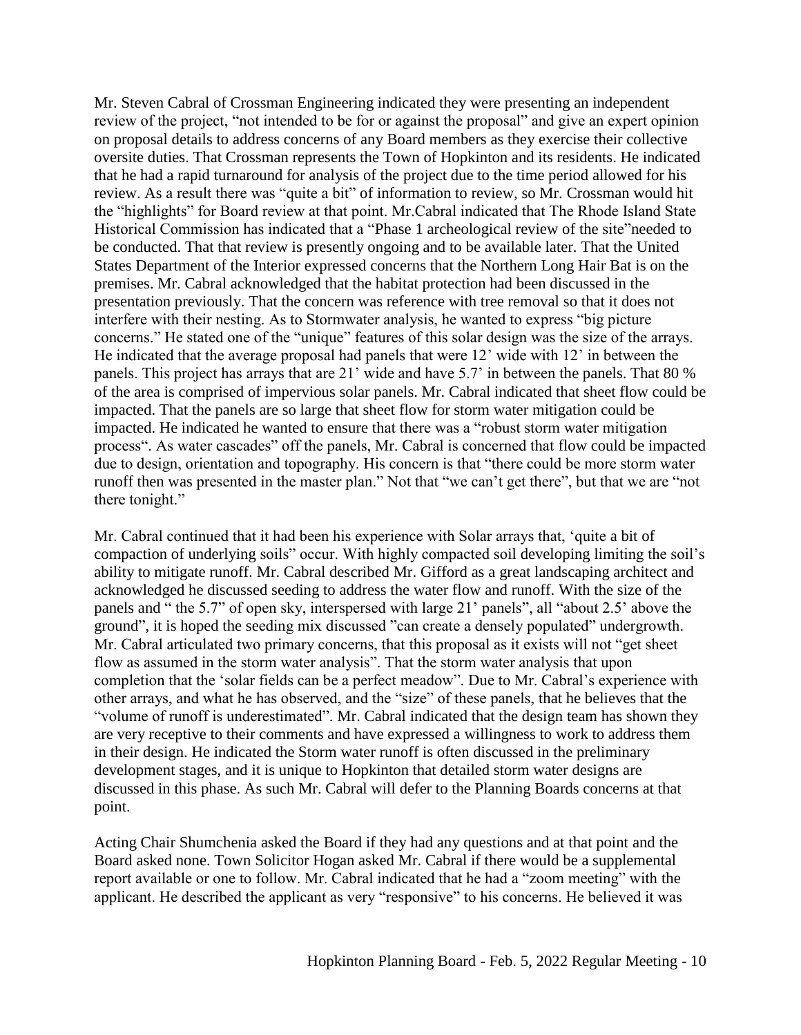Mr. Steven Cabral of Crossman Engineering indicated they were presenting an independent review of the project, "not intended to be for or against the proposal" and give an expert opinion on proposal details to address concerns of any Board members as they exercise their collective oversite duties. That Crossman represents the Town of Hopkinton and its residents. He indicated that he had a rapid turnaround for analysis of the project due to the time period allowed for his review. As a result there was "quite a bit" of information to review, so Mr. Crossman would hit the "highlights" for Board review at that point. Mr.Cabral indicated that The Rhode Island State Historical Commission has indicated that a "Phase 1 archeological review of the site"needed to be conducted. That that review is presently ongoing and to be available later. That the United States Department of the Interior expressed concerns that the Northern Long Hair Bat is on the premises. Mr. Cabral acknowledged that the habitat protection had been discussed in the presentation previously. That the concern was reference with tree removal so that it does not interfere with their nesting. As to Stormwater analysis, he wanted to express "big picture concerns." He stated one of the "unique" features of this solar design was the size of the arrays. He indicated that the average proposal had panels that were 12' wide with 12' in between the panels. This project has arrays that are 21' wide and have 5.7' in between the panels. That 80 % of the area is comprised of impervious solar panels. Mr. Cabral indicated that sheet flow could be impacted. That the panels are so large that sheet flow for storm water mitigation could be impacted. He indicated he wanted to ensure that there was a "robust storm water mitigation process". As water cascades" off the panels, Mr. Cabral is concerned that flow could be impacted due to design, orientation and topography. His concern is that "there could be more storm water runoff then was presented in the master plan." Not that "we can't get there", but that we are "not there tonight."

Mr. Cabral continued that it had been his experience with Solar arrays that, 'quite a bit of compaction of underlying soils" occur. With highly compacted soil developing limiting the soil's ability to mitigate runoff. Mr. Cabral described Mr. Gifford as a great landscaping architect and acknowledged he discussed seeding to address the water flow and runoff. With the size of the panels and " the 5.7" of open sky, interspersed with large 21' panels", all "about 2.5' above the ground", it is hoped the seeding mix discussed "can create a densely populated" undergrowth. Mr. Cabral articulated two primary concerns, that this proposal as it exists will not "get sheet flow as assumed in the storm water analysis". That the storm water analysis that upon completion that the 'solar fields can be a perfect meadow". Due to Mr. Cabral's experience with other arrays, and what he has observed, and the "size" of these panels, that he believes that the "volume of runoff is underestimated". Mr. Cabral indicated that the design team has shown they are very receptive to their comments and have expressed a willingness to work to address them in their design. He indicated the Storm water runoff is often discussed in the preliminary development stages, and it is unique to Hopkinton that detailed storm water designs are discussed in this phase. As such Mr. Cabral will defer to the Planning Boards concerns at that point.

Acting Chair Shumchenia asked the Board if they had any questions and at that point and the Board asked none. Town Solicitor Hogan asked Mr. Cabral if there would be a supplemental report available or one to follow. Mr. Cabral indicated that he had a "zoom meeting" with the applicant. He described the applicant as very "responsive" to his concerns. He believed it was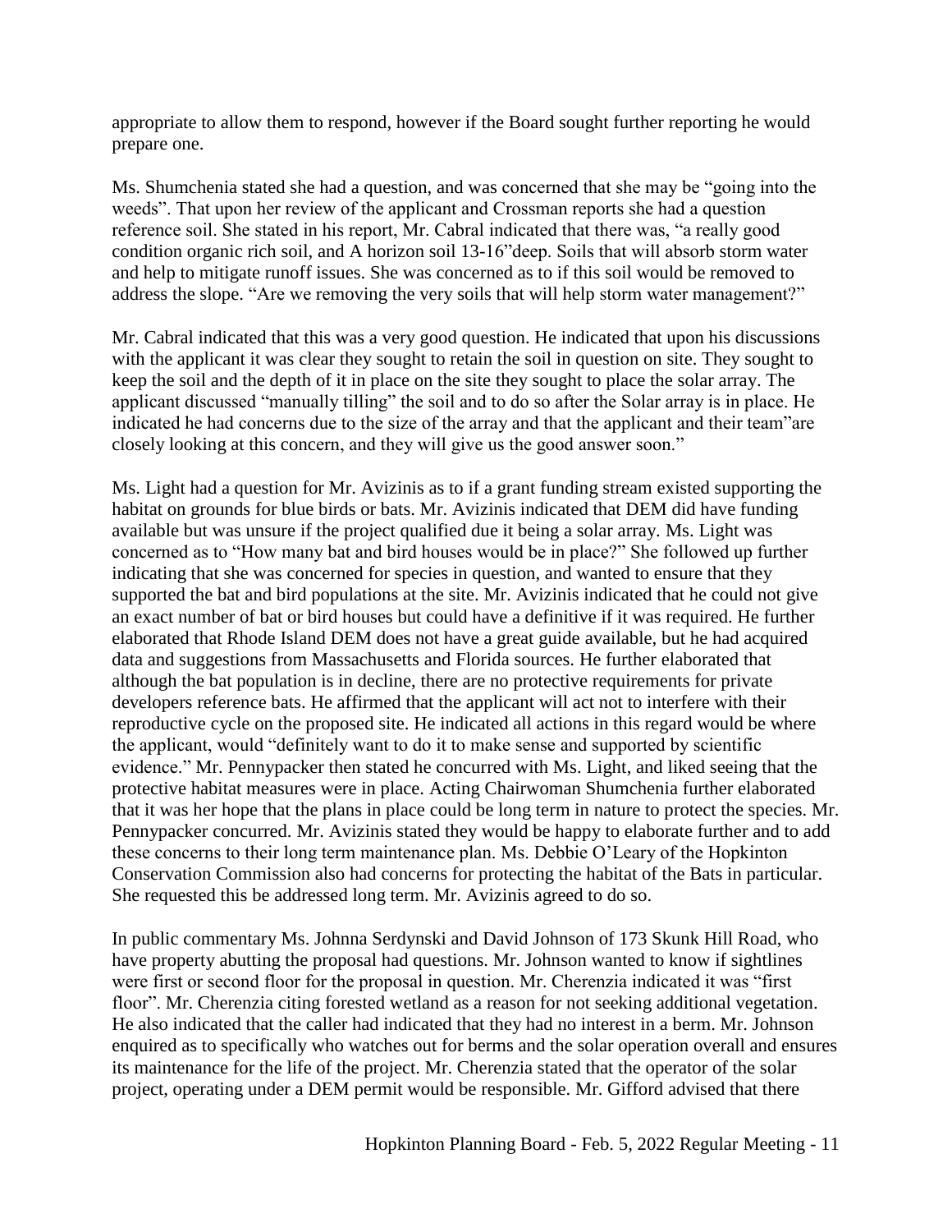appropriate to allow them to respond, however if the Board sought further reporting he would prepare one.

Ms. Shumchenia stated she had a question, and was concerned that she may be "going into the weeds". That upon her review of the applicant and Crossman reports she had a question reference soil. She stated in his report, Mr. Cabral indicated that there was, "a really good condition organic rich soil, and A horizon soil 13-16"deep. Soils that will absorb storm water and help to mitigate runoff issues. She was concerned as to if this soil would be removed to address the slope. "Are we removing the very soils that will help storm water management?"

Mr. Cabral indicated that this was a very good question. He indicated that upon his discussions with the applicant it was clear they sought to retain the soil in question on site. They sought to keep the soil and the depth of it in place on the site they sought to place the solar array. The applicant discussed "manually tilling" the soil and to do so after the Solar array is in place. He indicated he had concerns due to the size of the array and that the applicant and their team"are closely looking at this concern, and they will give us the good answer soon."

Ms. Light had a question for Mr. Avizinis as to if a grant funding stream existed supporting the habitat on grounds for blue birds or bats. Mr. Avizinis indicated that DEM did have funding available but was unsure if the project qualified due it being a solar array. Ms. Light was concerned as to "How many bat and bird houses would be in place?" She followed up further indicating that she was concerned for species in question, and wanted to ensure that they supported the bat and bird populations at the site. Mr. Avizinis indicated that he could not give an exact number of bat or bird houses but could have a definitive if it was required. He further elaborated that Rhode Island DEM does not have a great guide available, but he had acquired data and suggestions from Massachusetts and Florida sources. He further elaborated that although the bat population is in decline, there are no protective requirements for private developers reference bats. He affirmed that the applicant will act not to interfere with their reproductive cycle on the proposed site. He indicated all actions in this regard would be where the applicant, would "definitely want to do it to make sense and supported by scientific evidence." Mr. Pennypacker then stated he concurred with Ms. Light, and liked seeing that the protective habitat measures were in place. Acting Chairwoman Shumchenia further elaborated that it was her hope that the plans in place could be long term in nature to protect the species. Mr. Pennypacker concurred. Mr. Avizinis stated they would be happy to elaborate further and to add these concerns to their long term maintenance plan. Ms. Debbie O'Leary of the Hopkinton Conservation Commission also had concerns for protecting the habitat of the Bats in particular. She requested this be addressed long term. Mr. Avizinis agreed to do so.

In public commentary Ms. Johnna Serdynski and David Johnson of 173 Skunk Hill Road, who have property abutting the proposal had questions. Mr. Johnson wanted to know if sightlines were first or second floor for the proposal in question. Mr. Cherenzia indicated it was "first floor". Mr. Cherenzia citing forested wetland as a reason for not seeking additional vegetation. He also indicated that the caller had indicated that they had no interest in a berm. Mr. Johnson enquired as to specifically who watches out for berms and the solar operation overall and ensures its maintenance for the life of the project. Mr. Cherenzia stated that the operator of the solar project, operating under a DEM permit would be responsible. Mr. Gifford advised that there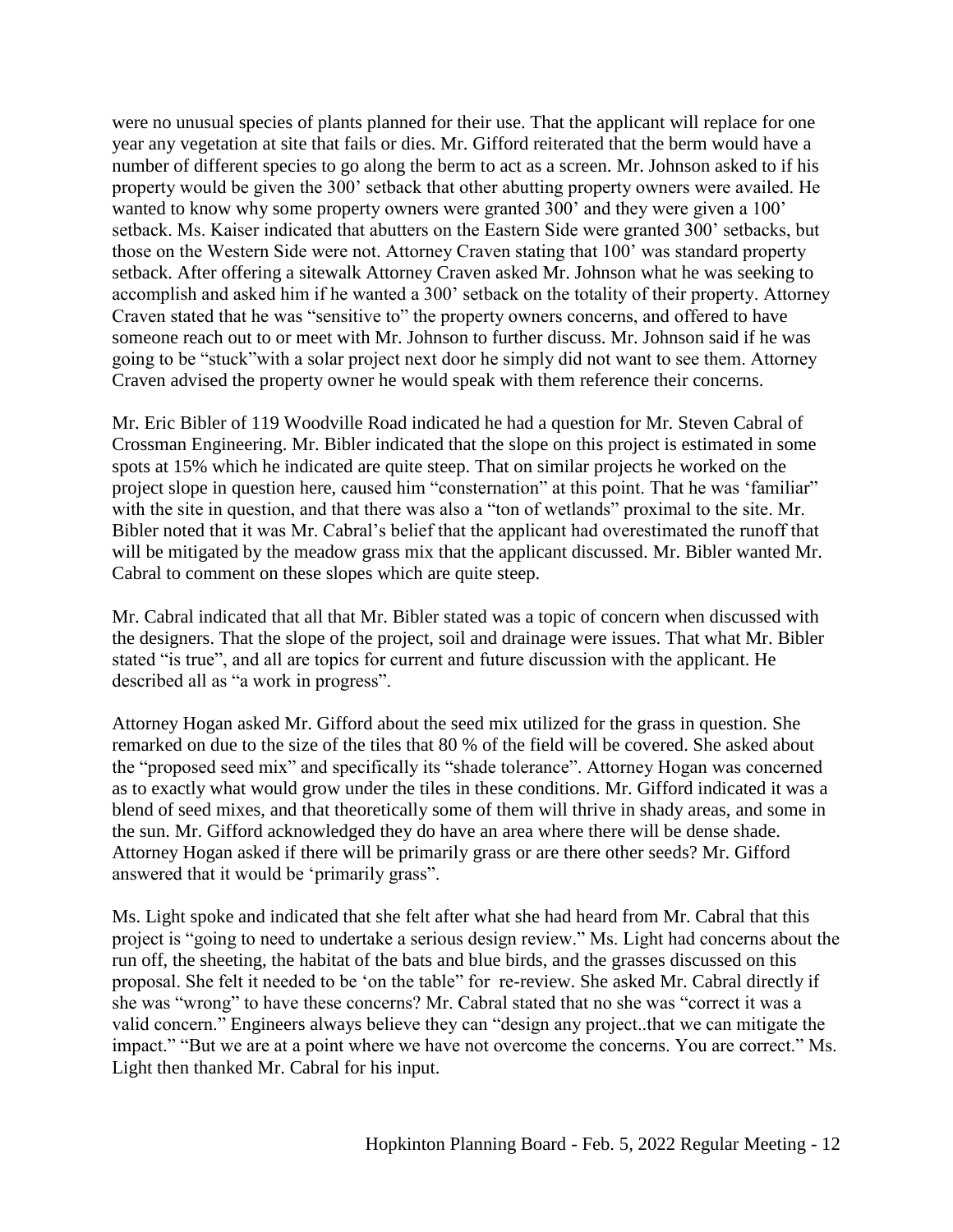were no unusual species of plants planned for their use. That the applicant will replace for one year any vegetation at site that fails or dies. Mr. Gifford reiterated that the berm would have a number of different species to go along the berm to act as a screen. Mr. Johnson asked to if his property would be given the 300' setback that other abutting property owners were availed. He wanted to know why some property owners were granted 300' and they were given a 100' setback. Ms. Kaiser indicated that abutters on the Eastern Side were granted 300' setbacks, but those on the Western Side were not. Attorney Craven stating that 100' was standard property setback. After offering a sitewalk Attorney Craven asked Mr. Johnson what he was seeking to accomplish and asked him if he wanted a 300' setback on the totality of their property. Attorney Craven stated that he was "sensitive to" the property owners concerns, and offered to have someone reach out to or meet with Mr. Johnson to further discuss. Mr. Johnson said if he was going to be "stuck"with a solar project next door he simply did not want to see them. Attorney Craven advised the property owner he would speak with them reference their concerns.

Mr. Eric Bibler of 119 Woodville Road indicated he had a question for Mr. Steven Cabral of Crossman Engineering. Mr. Bibler indicated that the slope on this project is estimated in some spots at 15% which he indicated are quite steep. That on similar projects he worked on the project slope in question here, caused him "consternation" at this point. That he was 'familiar" with the site in question, and that there was also a "ton of wetlands" proximal to the site. Mr. Bibler noted that it was Mr. Cabral's belief that the applicant had overestimated the runoff that will be mitigated by the meadow grass mix that the applicant discussed. Mr. Bibler wanted Mr. Cabral to comment on these slopes which are quite steep.

Mr. Cabral indicated that all that Mr. Bibler stated was a topic of concern when discussed with the designers. That the slope of the project, soil and drainage were issues. That what Mr. Bibler stated "is true", and all are topics for current and future discussion with the applicant. He described all as "a work in progress".

Attorney Hogan asked Mr. Gifford about the seed mix utilized for the grass in question. She remarked on due to the size of the tiles that 80 % of the field will be covered. She asked about the "proposed seed mix" and specifically its "shade tolerance". Attorney Hogan was concerned as to exactly what would grow under the tiles in these conditions. Mr. Gifford indicated it was a blend of seed mixes, and that theoretically some of them will thrive in shady areas, and some in the sun. Mr. Gifford acknowledged they do have an area where there will be dense shade. Attorney Hogan asked if there will be primarily grass or are there other seeds? Mr. Gifford answered that it would be 'primarily grass".

Ms. Light spoke and indicated that she felt after what she had heard from Mr. Cabral that this project is "going to need to undertake a serious design review." Ms. Light had concerns about the run off, the sheeting, the habitat of the bats and blue birds, and the grasses discussed on this proposal. She felt it needed to be 'on the table" for re-review. She asked Mr. Cabral directly if she was "wrong" to have these concerns? Mr. Cabral stated that no she was "correct it was a valid concern." Engineers always believe they can "design any project..that we can mitigate the impact." "But we are at a point where we have not overcome the concerns. You are correct." Ms. Light then thanked Mr. Cabral for his input.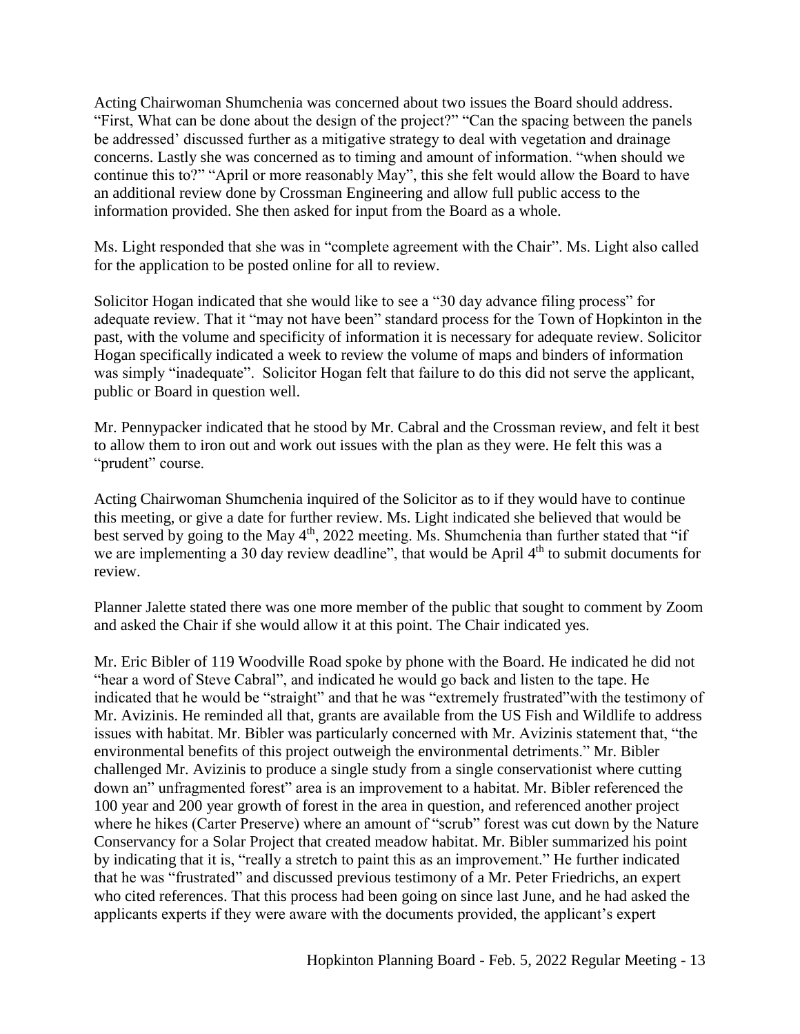Acting Chairwoman Shumchenia was concerned about two issues the Board should address. "First, What can be done about the design of the project?" "Can the spacing between the panels be addressed' discussed further as a mitigative strategy to deal with vegetation and drainage concerns. Lastly she was concerned as to timing and amount of information. "when should we continue this to?" "April or more reasonably May", this she felt would allow the Board to have an additional review done by Crossman Engineering and allow full public access to the information provided. She then asked for input from the Board as a whole.

Ms. Light responded that she was in "complete agreement with the Chair". Ms. Light also called for the application to be posted online for all to review.

Solicitor Hogan indicated that she would like to see a "30 day advance filing process" for adequate review. That it "may not have been" standard process for the Town of Hopkinton in the past, with the volume and specificity of information it is necessary for adequate review. Solicitor Hogan specifically indicated a week to review the volume of maps and binders of information was simply "inadequate". Solicitor Hogan felt that failure to do this did not serve the applicant, public or Board in question well.

Mr. Pennypacker indicated that he stood by Mr. Cabral and the Crossman review, and felt it best to allow them to iron out and work out issues with the plan as they were. He felt this was a "prudent" course.

Acting Chairwoman Shumchenia inquired of the Solicitor as to if they would have to continue this meeting, or give a date for further review. Ms. Light indicated she believed that would be best served by going to the May 4th, 2022 meeting. Ms. Shumchenia than further stated that "if we are implementing a 30 day review deadline", that would be April 4th to submit documents for review.

Planner Jalette stated there was one more member of the public that sought to comment by Zoom and asked the Chair if she would allow it at this point. The Chair indicated yes.

Mr. Eric Bibler of 119 Woodville Road spoke by phone with the Board. He indicated he did not "hear a word of Steve Cabral", and indicated he would go back and listen to the tape. He indicated that he would be "straight" and that he was "extremely frustrated"with the testimony of Mr. Avizinis. He reminded all that, grants are available from the US Fish and Wildlife to address issues with habitat. Mr. Bibler was particularly concerned with Mr. Avizinis statement that, "the environmental benefits of this project outweigh the environmental detriments." Mr. Bibler challenged Mr. Avizinis to produce a single study from a single conservationist where cutting down an" unfragmented forest" area is an improvement to a habitat. Mr. Bibler referenced the 100 year and 200 year growth of forest in the area in question, and referenced another project where he hikes (Carter Preserve) where an amount of "scrub" forest was cut down by the Nature Conservancy for a Solar Project that created meadow habitat. Mr. Bibler summarized his point by indicating that it is, "really a stretch to paint this as an improvement." He further indicated that he was "frustrated" and discussed previous testimony of a Mr. Peter Friedrichs, an expert who cited references. That this process had been going on since last June, and he had asked the applicants experts if they were aware with the documents provided, the applicant's expert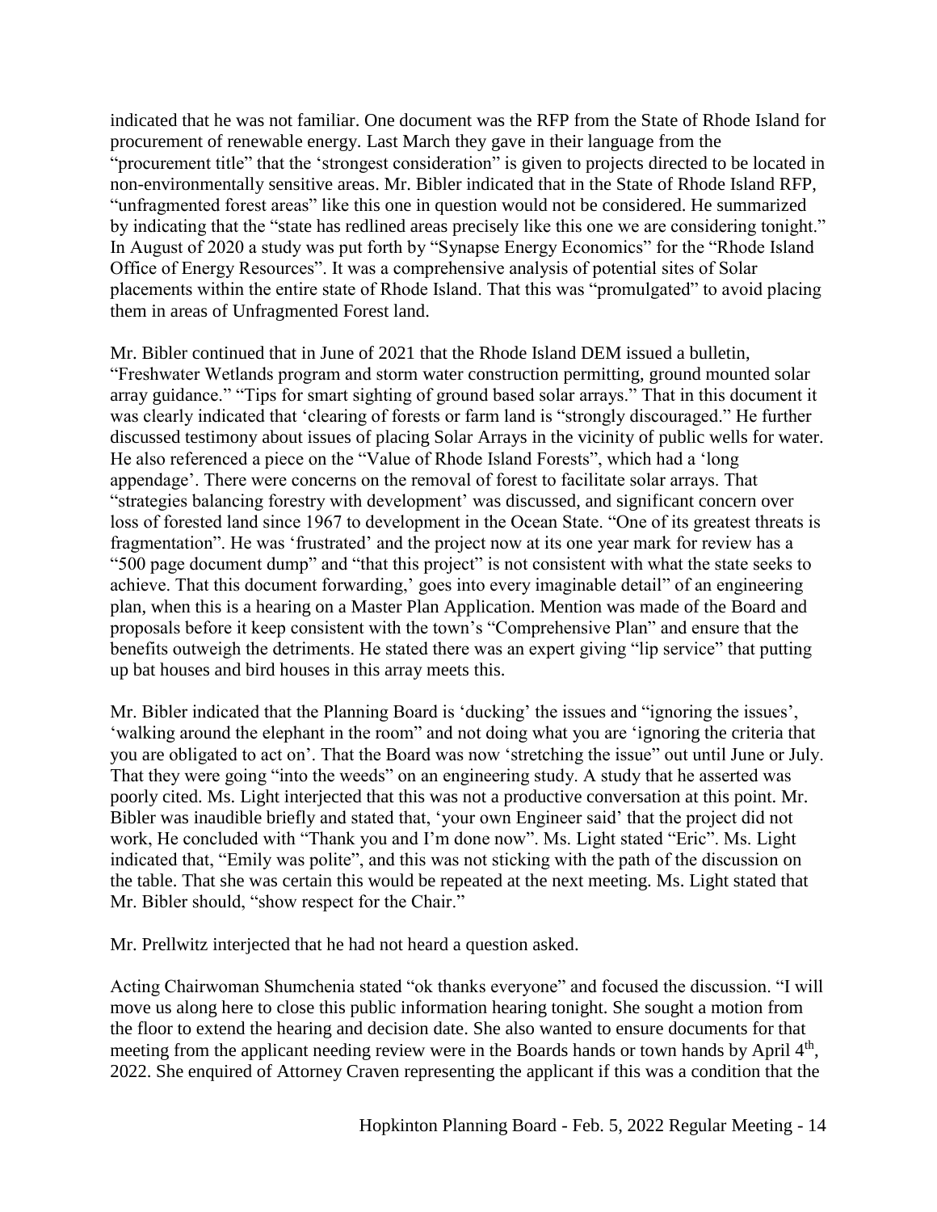indicated that he was not familiar. One document was the RFP from the State of Rhode Island for procurement of renewable energy. Last March they gave in their language from the "procurement title" that the 'strongest consideration" is given to projects directed to be located in non-environmentally sensitive areas. Mr. Bibler indicated that in the State of Rhode Island RFP, "unfragmented forest areas" like this one in question would not be considered. He summarized by indicating that the "state has redlined areas precisely like this one we are considering tonight." In August of 2020 a study was put forth by "Synapse Energy Economics" for the "Rhode Island Office of Energy Resources". It was a comprehensive analysis of potential sites of Solar placements within the entire state of Rhode Island. That this was "promulgated" to avoid placing them in areas of Unfragmented Forest land.

Mr. Bibler continued that in June of 2021 that the Rhode Island DEM issued a bulletin, "Freshwater Wetlands program and storm water construction permitting, ground mounted solar array guidance." "Tips for smart sighting of ground based solar arrays." That in this document it was clearly indicated that 'clearing of forests or farm land is "strongly discouraged." He further discussed testimony about issues of placing Solar Arrays in the vicinity of public wells for water. He also referenced a piece on the "Value of Rhode Island Forests", which had a 'long appendage'. There were concerns on the removal of forest to facilitate solar arrays. That "strategies balancing forestry with development' was discussed, and significant concern over loss of forested land since 1967 to development in the Ocean State. "One of its greatest threats is fragmentation". He was 'frustrated' and the project now at its one year mark for review has a "500 page document dump" and "that this project" is not consistent with what the state seeks to achieve. That this document forwarding,' goes into every imaginable detail" of an engineering plan, when this is a hearing on a Master Plan Application. Mention was made of the Board and proposals before it keep consistent with the town's "Comprehensive Plan" and ensure that the benefits outweigh the detriments. He stated there was an expert giving "lip service" that putting up bat houses and bird houses in this array meets this.

Mr. Bibler indicated that the Planning Board is 'ducking' the issues and "ignoring the issues', 'walking around the elephant in the room" and not doing what you are 'ignoring the criteria that you are obligated to act on'. That the Board was now 'stretching the issue" out until June or July. That they were going "into the weeds" on an engineering study. A study that he asserted was poorly cited. Ms. Light interjected that this was not a productive conversation at this point. Mr. Bibler was inaudible briefly and stated that, 'your own Engineer said' that the project did not work, He concluded with "Thank you and I'm done now". Ms. Light stated "Eric". Ms. Light indicated that, "Emily was polite", and this was not sticking with the path of the discussion on the table. That she was certain this would be repeated at the next meeting. Ms. Light stated that Mr. Bibler should, "show respect for the Chair."

Mr. Prellwitz interjected that he had not heard a question asked.

Acting Chairwoman Shumchenia stated "ok thanks everyone" and focused the discussion. "I will move us along here to close this public information hearing tonight. She sought a motion from the floor to extend the hearing and decision date. She also wanted to ensure documents for that meeting from the applicant needing review were in the Boards hands or town hands by April 4th, 2022. She enquired of Attorney Craven representing the applicant if this was a condition that the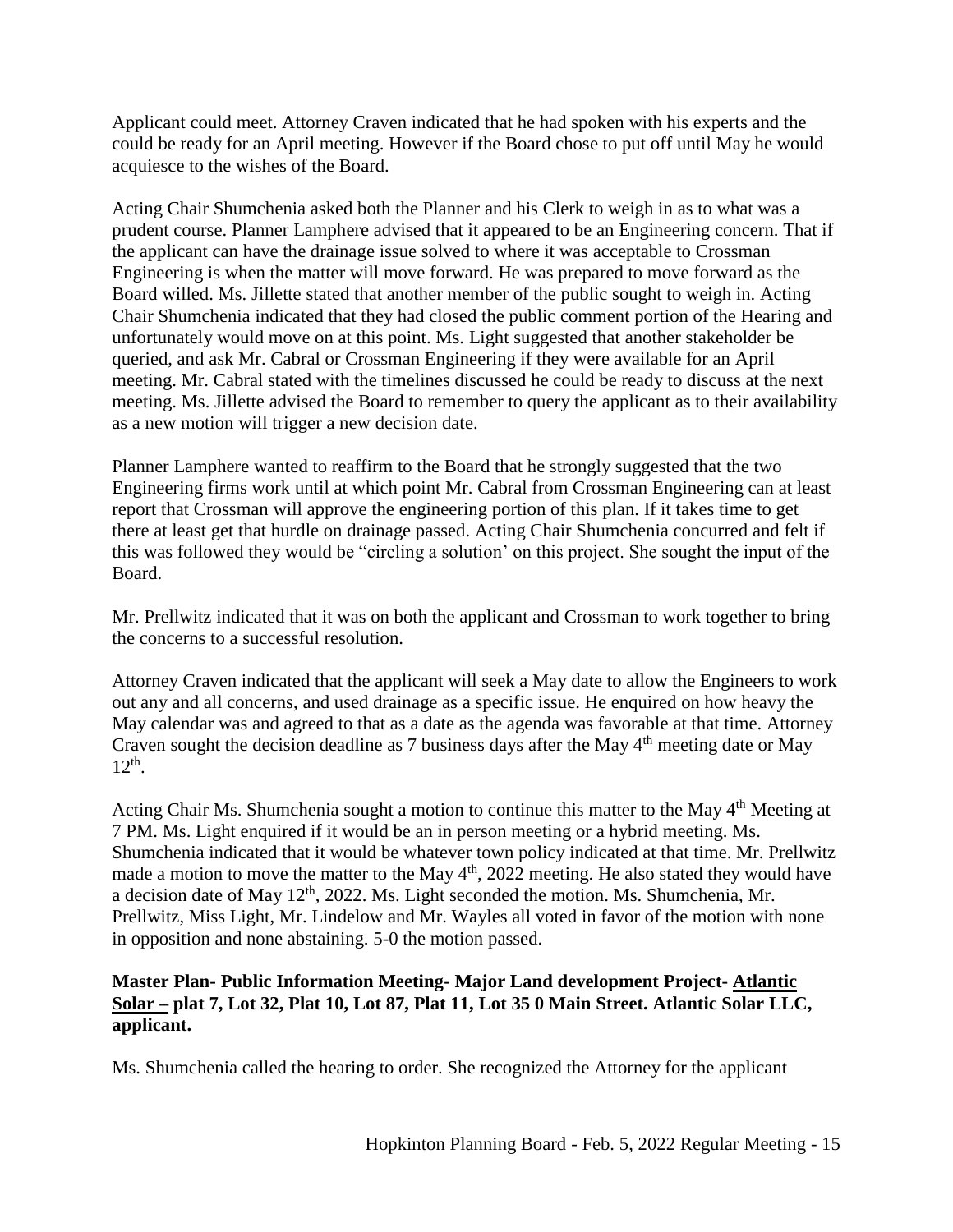Applicant could meet. Attorney Craven indicated that he had spoken with his experts and the could be ready for an April meeting. However if the Board chose to put off until May he would acquiesce to the wishes of the Board.

Acting Chair Shumchenia asked both the Planner and his Clerk to weigh in as to what was a prudent course. Planner Lamphere advised that it appeared to be an Engineering concern. That if the applicant can have the drainage issue solved to where it was acceptable to Crossman Engineering is when the matter will move forward. He was prepared to move forward as the Board willed. Ms. Jillette stated that another member of the public sought to weigh in. Acting Chair Shumchenia indicated that they had closed the public comment portion of the Hearing and unfortunately would move on at this point. Ms. Light suggested that another stakeholder be queried, and ask Mr. Cabral or Crossman Engineering if they were available for an April meeting. Mr. Cabral stated with the timelines discussed he could be ready to discuss at the next meeting. Ms. Jillette advised the Board to remember to query the applicant as to their availability as a new motion will trigger a new decision date.

Planner Lamphere wanted to reaffirm to the Board that he strongly suggested that the two Engineering firms work until at which point Mr. Cabral from Crossman Engineering can at least report that Crossman will approve the engineering portion of this plan. If it takes time to get there at least get that hurdle on drainage passed. Acting Chair Shumchenia concurred and felt if this was followed they would be "circling a solution' on this project. She sought the input of the Board.

Mr. Prellwitz indicated that it was on both the applicant and Crossman to work together to bring the concerns to a successful resolution.

Attorney Craven indicated that the applicant will seek a May date to allow the Engineers to work out any and all concerns, and used drainage as a specific issue. He enquired on how heavy the May calendar was and agreed to that as a date as the agenda was favorable at that time. Attorney Craven sought the decision deadline as 7 business days after the May 4th meeting date or May 12th.

Acting Chair Ms. Shumchenia sought a motion to continue this matter to the May 4th Meeting at 7 PM. Ms. Light enquired if it would be an in person meeting or a hybrid meeting. Ms. Shumchenia indicated that it would be whatever town policy indicated at that time. Mr. Prellwitz made a motion to move the matter to the May 4th, 2022 meeting. He also stated they would have a decision date of May 12th, 2022. Ms. Light seconded the motion. Ms. Shumchenia, Mr. Prellwitz, Miss Light, Mr. Lindelow and Mr. Wayles all voted in favor of the motion with none in opposition and none abstaining. 5-0 the motion passed.

**Master Plan- Public Information Meeting- Major Land development Project- <u>Atlantic Solar</u> – plat 7, Lot 32, Plat 10, Lot 87, Plat 11, Lot 35 0 Main Street. Atlantic Solar LLC, applicant.**

Ms. Shumchenia called the hearing to order. She recognized the Attorney for the applicant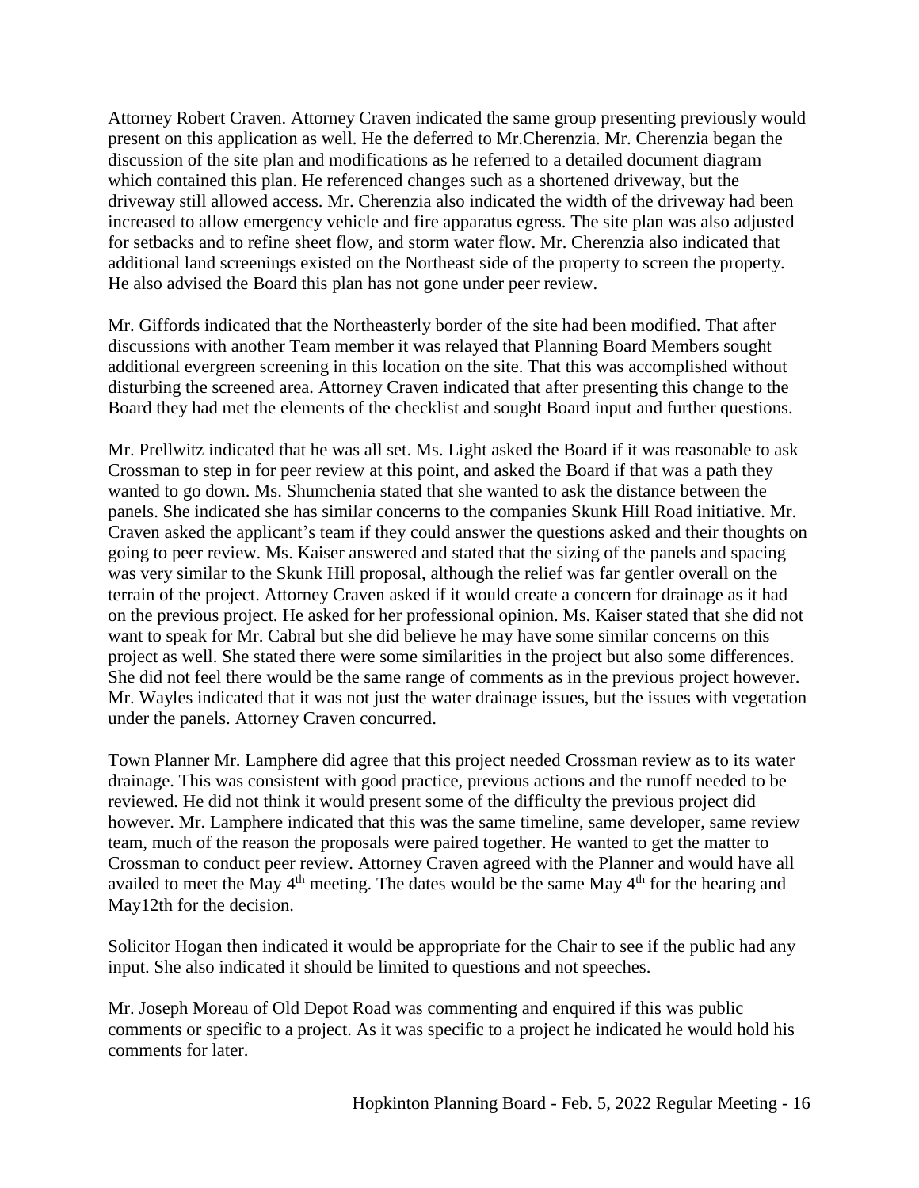Attorney Robert Craven. Attorney Craven indicated the same group presenting previously would present on this application as well. He the deferred to Mr.Cherenzia. Mr. Cherenzia began the discussion of the site plan and modifications as he referred to a detailed document diagram which contained this plan. He referenced changes such as a shortened driveway, but the driveway still allowed access. Mr. Cherenzia also indicated the width of the driveway had been increased to allow emergency vehicle and fire apparatus egress. The site plan was also adjusted for setbacks and to refine sheet flow, and storm water flow. Mr. Cherenzia also indicated that additional land screenings existed on the Northeast side of the property to screen the property. He also advised the Board this plan has not gone under peer review.

Mr. Giffords indicated that the Northeasterly border of the site had been modified. That after discussions with another Team member it was relayed that Planning Board Members sought additional evergreen screening in this location on the site. That this was accomplished without disturbing the screened area. Attorney Craven indicated that after presenting this change to the Board they had met the elements of the checklist and sought Board input and further questions.

Mr. Prellwitz indicated that he was all set. Ms. Light asked the Board if it was reasonable to ask Crossman to step in for peer review at this point, and asked the Board if that was a path they wanted to go down. Ms. Shumchenia stated that she wanted to ask the distance between the panels. She indicated she has similar concerns to the companies Skunk Hill Road initiative. Mr. Craven asked the applicant's team if they could answer the questions asked and their thoughts on going to peer review. Ms. Kaiser answered and stated that the sizing of the panels and spacing was very similar to the Skunk Hill proposal, although the relief was far gentler overall on the terrain of the project. Attorney Craven asked if it would create a concern for drainage as it had on the previous project. He asked for her professional opinion. Ms. Kaiser stated that she did not want to speak for Mr. Cabral but she did believe he may have some similar concerns on this project as well. She stated there were some similarities in the project but also some differences. She did not feel there would be the same range of comments as in the previous project however. Mr. Wayles indicated that it was not just the water drainage issues, but the issues with vegetation under the panels. Attorney Craven concurred.

Town Planner Mr. Lamphere did agree that this project needed Crossman review as to its water drainage. This was consistent with good practice, previous actions and the runoff needed to be reviewed. He did not think it would present some of the difficulty the previous project did however. Mr. Lamphere indicated that this was the same timeline, same developer, same review team, much of the reason the proposals were paired together. He wanted to get the matter to Crossman to conduct peer review. Attorney Craven agreed with the Planner and would have all availed to meet the May 4th meeting. The dates would be the same May 4th for the hearing and May12th for the decision.

Solicitor Hogan then indicated it would be appropriate for the Chair to see if the public had any input. She also indicated it should be limited to questions and not speeches.

Mr. Joseph Moreau of Old Depot Road was commenting and enquired if this was public comments or specific to a project. As it was specific to a project he indicated he would hold his comments for later.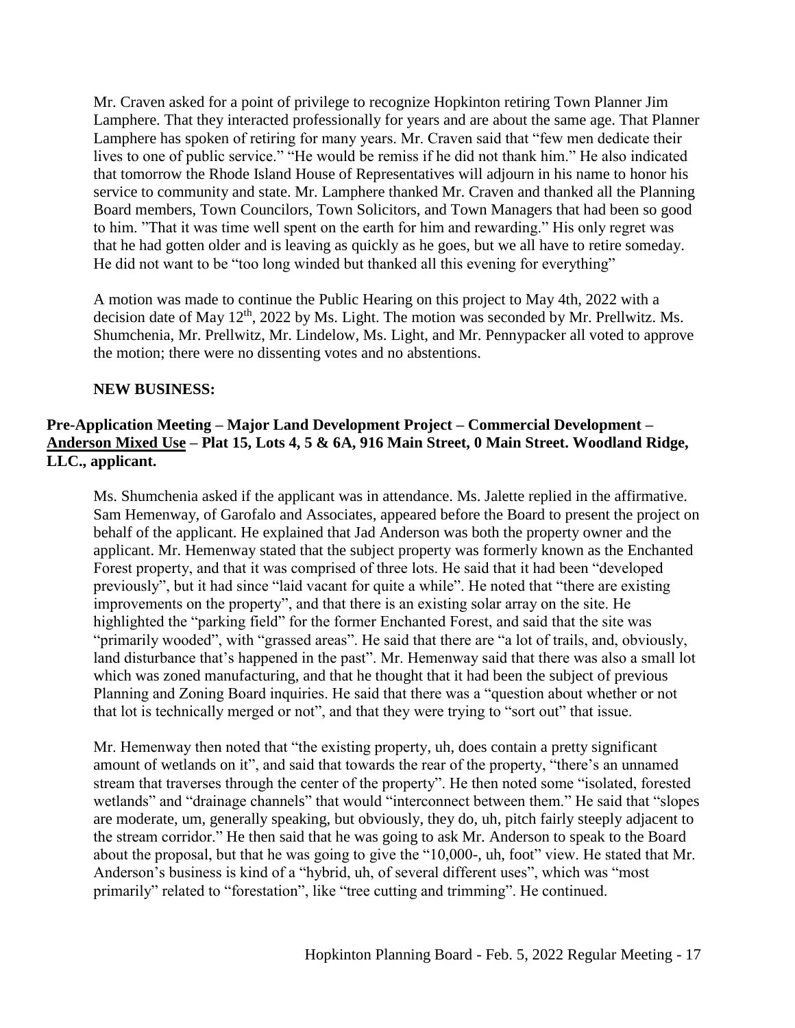Mr. Craven asked for a point of privilege to recognize Hopkinton retiring Town Planner Jim Lamphere. That they interacted professionally for years and are about the same age. That Planner Lamphere has spoken of retiring for many years. Mr. Craven said that "few men dedicate their lives to one of public service." "He would be remiss if he did not thank him." He also indicated that tomorrow the Rhode Island House of Representatives will adjourn in his name to honor his service to community and state. Mr. Lamphere thanked Mr. Craven and thanked all the Planning Board members, Town Councilors, Town Solicitors, and Town Managers that had been so good to him. "That it was time well spent on the earth for him and rewarding." His only regret was that he had gotten older and is leaving as quickly as he goes, but we all have to retire someday. He did not want to be "too long winded but thanked all this evening for everything"

A motion was made to continue the Public Hearing on this project to May 4th, 2022 with a decision date of May 12th, 2022 by Ms. Light. The motion was seconded by Mr. Prellwitz. Ms. Shumchenia, Mr. Prellwitz, Mr. Lindelow, Ms. Light, and Mr. Pennypacker all voted to approve the motion; there were no dissenting votes and no abstentions.

**NEW BUSINESS:**

**Pre-Application Meeting – Major Land Development Project – Commercial Development – Anderson Mixed Use – Plat 15, Lots 4, 5 & 6A, 916 Main Street, 0 Main Street. Woodland Ridge, LLC., applicant.**

Ms. Shumchenia asked if the applicant was in attendance. Ms. Jalette replied in the affirmative. Sam Hemenway, of Garofalo and Associates, appeared before the Board to present the project on behalf of the applicant. He explained that Jad Anderson was both the property owner and the applicant. Mr. Hemenway stated that the subject property was formerly known as the Enchanted Forest property, and that it was comprised of three lots. He said that it had been "developed previously", but it had since "laid vacant for quite a while". He noted that "there are existing improvements on the property", and that there is an existing solar array on the site. He highlighted the "parking field" for the former Enchanted Forest, and said that the site was "primarily wooded", with "grassed areas". He said that there are "a lot of trails, and, obviously, land disturbance that's happened in the past". Mr. Hemenway said that there was also a small lot which was zoned manufacturing, and that he thought that it had been the subject of previous Planning and Zoning Board inquiries. He said that there was a "question about whether or not that lot is technically merged or not", and that they were trying to "sort out" that issue.

Mr. Hemenway then noted that "the existing property, uh, does contain a pretty significant amount of wetlands on it", and said that towards the rear of the property, "there's an unnamed stream that traverses through the center of the property". He then noted some "isolated, forested wetlands" and "drainage channels" that would "interconnect between them." He said that "slopes are moderate, um, generally speaking, but obviously, they do, uh, pitch fairly steeply adjacent to the stream corridor." He then said that he was going to ask Mr. Anderson to speak to the Board about the proposal, but that he was going to give the "10,000-, uh, foot" view. He stated that Mr. Anderson's business is kind of a "hybrid, uh, of several different uses", which was "most primarily" related to "forestation", like "tree cutting and trimming". He continued.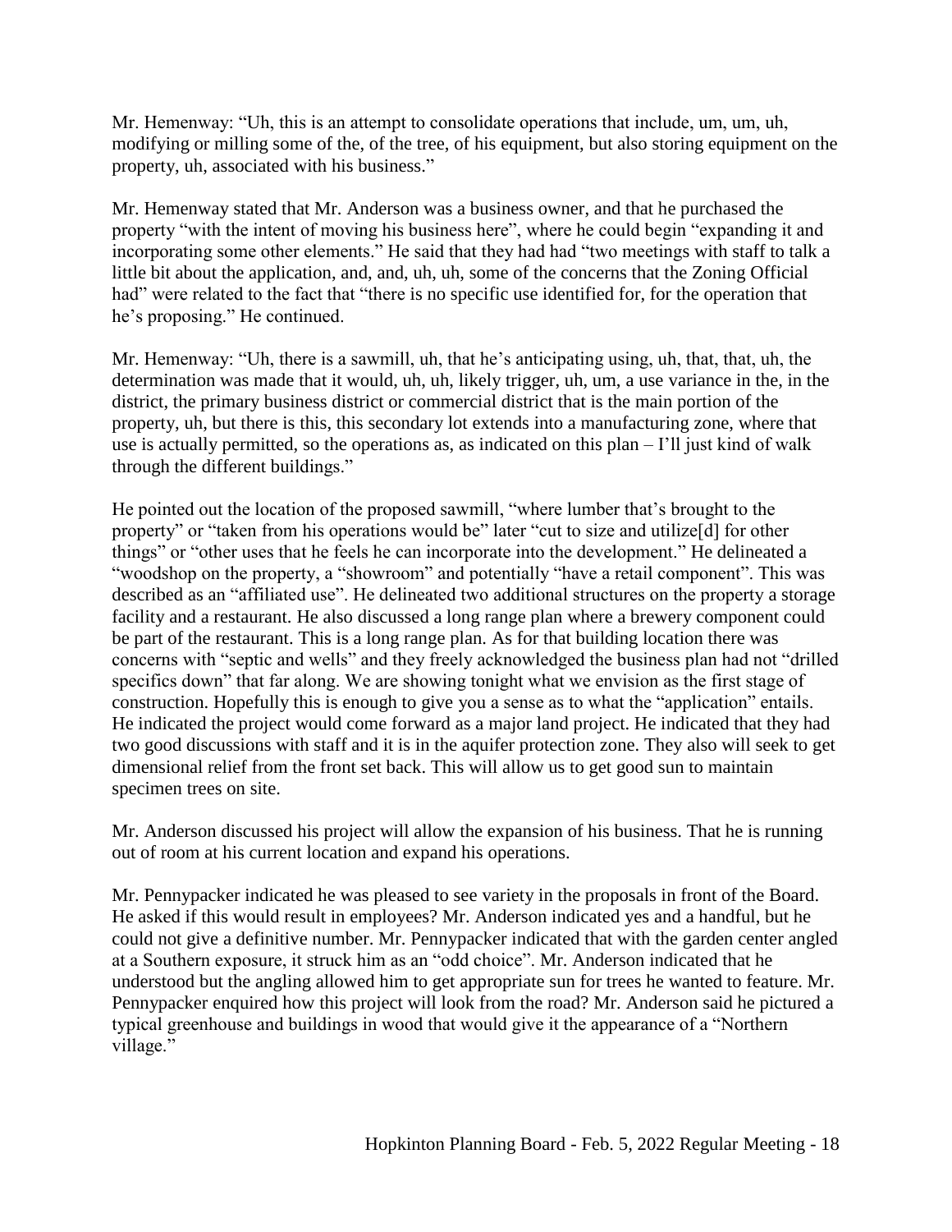Mr. Hemenway: “Uh, this is an attempt to consolidate operations that include, um, um, uh, modifying or milling some of the, of the tree, of his equipment, but also storing equipment on the property, uh, associated with his business.”

Mr. Hemenway stated that Mr. Anderson was a business owner, and that he purchased the property “with the intent of moving his business here”, where he could begin “expanding it and incorporating some other elements.” He said that they had had “two meetings with staff to talk a little bit about the application, and, and, uh, uh, some of the concerns that the Zoning Official had” were related to the fact that “there is no specific use identified for, for the operation that he’s proposing.” He continued.

Mr. Hemenway: “Uh, there is a sawmill, uh, that he’s anticipating using, uh, that, that, uh, the determination was made that it would, uh, uh, likely trigger, uh, um, a use variance in the, in the district, the primary business district or commercial district that is the main portion of the property, uh, but there is this, this secondary lot extends into a manufacturing zone, where that use is actually permitted, so the operations as, as indicated on this plan – I’ll just kind of walk through the different buildings.”

He pointed out the location of the proposed sawmill, “where lumber that’s brought to the property” or “taken from his operations would be” later “cut to size and utilize[d] for other things” or “other uses that he feels he can incorporate into the development.” He delineated a “woodshop on the property, a “showroom” and potentially “have a retail component”. This was described as an “affiliated use”. He delineated two additional structures on the property a storage facility and a restaurant. He also discussed a long range plan where a brewery component could be part of the restaurant. This is a long range plan. As for that building location there was concerns with “septic and wells” and they freely acknowledged the business plan had not “drilled specifics down” that far along. We are showing tonight what we envision as the first stage of construction. Hopefully this is enough to give you a sense as to what the “application” entails. He indicated the project would come forward as a major land project. He indicated that they had two good discussions with staff and it is in the aquifer protection zone. They also will seek to get dimensional relief from the front set back. This will allow us to get good sun to maintain specimen trees on site.

Mr. Anderson discussed his project will allow the expansion of his business. That he is running out of room at his current location and expand his operations.

Mr. Pennypacker indicated he was pleased to see variety in the proposals in front of the Board. He asked if this would result in employees? Mr. Anderson indicated yes and a handful, but he could not give a definitive number. Mr. Pennypacker indicated that with the garden center angled at a Southern exposure, it struck him as an “odd choice”. Mr. Anderson indicated that he understood but the angling allowed him to get appropriate sun for trees he wanted to feature. Mr. Pennypacker enquired how this project will look from the road? Mr. Anderson said he pictured a typical greenhouse and buildings in wood that would give it the appearance of a “Northern village.”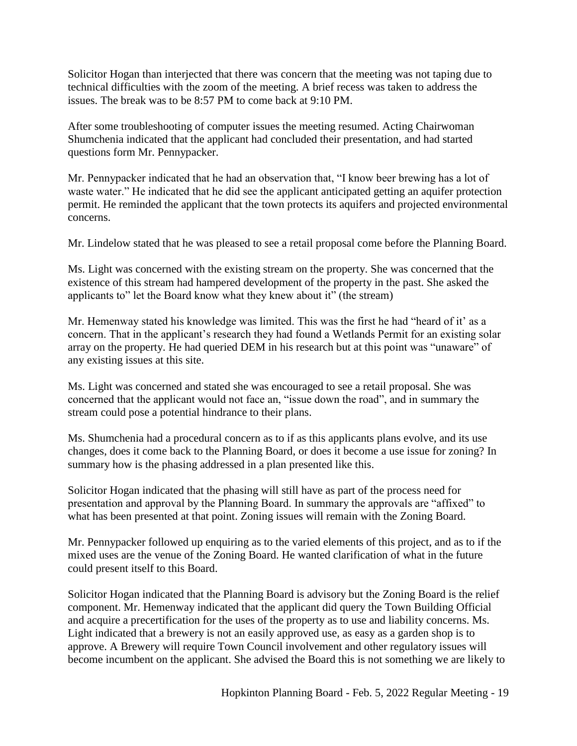Solicitor Hogan than interjected that there was concern that the meeting was not taping due to technical difficulties with the zoom of the meeting. A brief recess was taken to address the issues. The break was to be 8:57 PM to come back at 9:10 PM.

After some troubleshooting of computer issues the meeting resumed. Acting Chairwoman Shumchenia indicated that the applicant had concluded their presentation, and had started questions form Mr. Pennypacker.

Mr. Pennypacker indicated that he had an observation that, "I know beer brewing has a lot of waste water." He indicated that he did see the applicant anticipated getting an aquifer protection permit. He reminded the applicant that the town protects its aquifers and projected environmental concerns.

Mr. Lindelow stated that he was pleased to see a retail proposal come before the Planning Board.

Ms. Light was concerned with the existing stream on the property. She was concerned that the existence of this stream had hampered development of the property in the past. She asked the applicants to" let the Board know what they knew about it" (the stream)

Mr. Hemenway stated his knowledge was limited. This was the first he had "heard of it' as a concern. That in the applicant's research they had found a Wetlands Permit for an existing solar array on the property. He had queried DEM in his research but at this point was "unaware" of any existing issues at this site.

Ms. Light was concerned and stated she was encouraged to see a retail proposal. She was concerned that the applicant would not face an, "issue down the road", and in summary the stream could pose a potential hindrance to their plans.

Ms. Shumchenia had a procedural concern as to if as this applicants plans evolve, and its use changes, does it come back to the Planning Board, or does it become a use issue for zoning? In summary how is the phasing addressed in a plan presented like this.

Solicitor Hogan indicated that the phasing will still have as part of the process need for presentation and approval by the Planning Board. In summary the approvals are "affixed" to what has been presented at that point. Zoning issues will remain with the Zoning Board.

Mr. Pennypacker followed up enquiring as to the varied elements of this project, and as to if the mixed uses are the venue of the Zoning Board. He wanted clarification of what in the future could present itself to this Board.

Solicitor Hogan indicated that the Planning Board is advisory but the Zoning Board is the relief component. Mr. Hemenway indicated that the applicant did query the Town Building Official and acquire a precertification for the uses of the property as to use and liability concerns. Ms. Light indicated that a brewery is not an easily approved use, as easy as a garden shop is to approve. A Brewery will require Town Council involvement and other regulatory issues will become incumbent on the applicant. She advised the Board this is not something we are likely to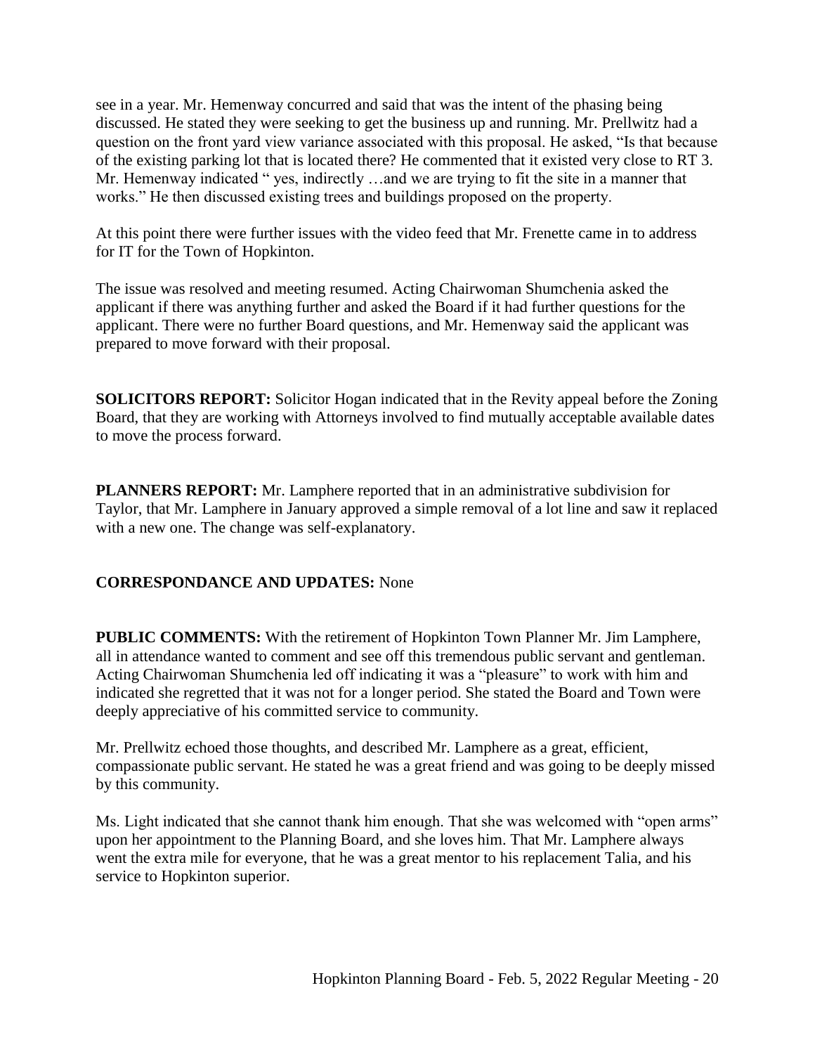see in a year. Mr. Hemenway concurred and said that was the intent of the phasing being discussed. He stated they were seeking to get the business up and running. Mr. Prellwitz had a question on the front yard view variance associated with this proposal. He asked, "Is that because of the existing parking lot that is located there? He commented that it existed very close to RT 3. Mr. Hemenway indicated " yes, indirectly …and we are trying to fit the site in a manner that works." He then discussed existing trees and buildings proposed on the property.

At this point there were further issues with the video feed that Mr. Frenette came in to address for IT for the Town of Hopkinton.

The issue was resolved and meeting resumed. Acting Chairwoman Shumchenia asked the applicant if there was anything further and asked the Board if it had further questions for the applicant. There were no further Board questions, and Mr. Hemenway said the applicant was prepared to move forward with their proposal.

**SOLICITORS REPORT:** Solicitor Hogan indicated that in the Revity appeal before the Zoning Board, that they are working with Attorneys involved to find mutually acceptable available dates to move the process forward.

**PLANNERS REPORT:** Mr. Lamphere reported that in an administrative subdivision for Taylor, that Mr. Lamphere in January approved a simple removal of a lot line and saw it replaced with a new one. The change was self-explanatory.

**CORRESPONDANCE AND UPDATES:** None

**PUBLIC COMMENTS:** With the retirement of Hopkinton Town Planner Mr. Jim Lamphere, all in attendance wanted to comment and see off this tremendous public servant and gentleman. Acting Chairwoman Shumchenia led off indicating it was a "pleasure" to work with him and indicated she regretted that it was not for a longer period. She stated the Board and Town were deeply appreciative of his committed service to community.

Mr. Prellwitz echoed those thoughts, and described Mr. Lamphere as a great, efficient, compassionate public servant. He stated he was a great friend and was going to be deeply missed by this community.

Ms. Light indicated that she cannot thank him enough. That she was welcomed with "open arms" upon her appointment to the Planning Board, and she loves him. That Mr. Lamphere always went the extra mile for everyone, that he was a great mentor to his replacement Talia, and his service to Hopkinton superior.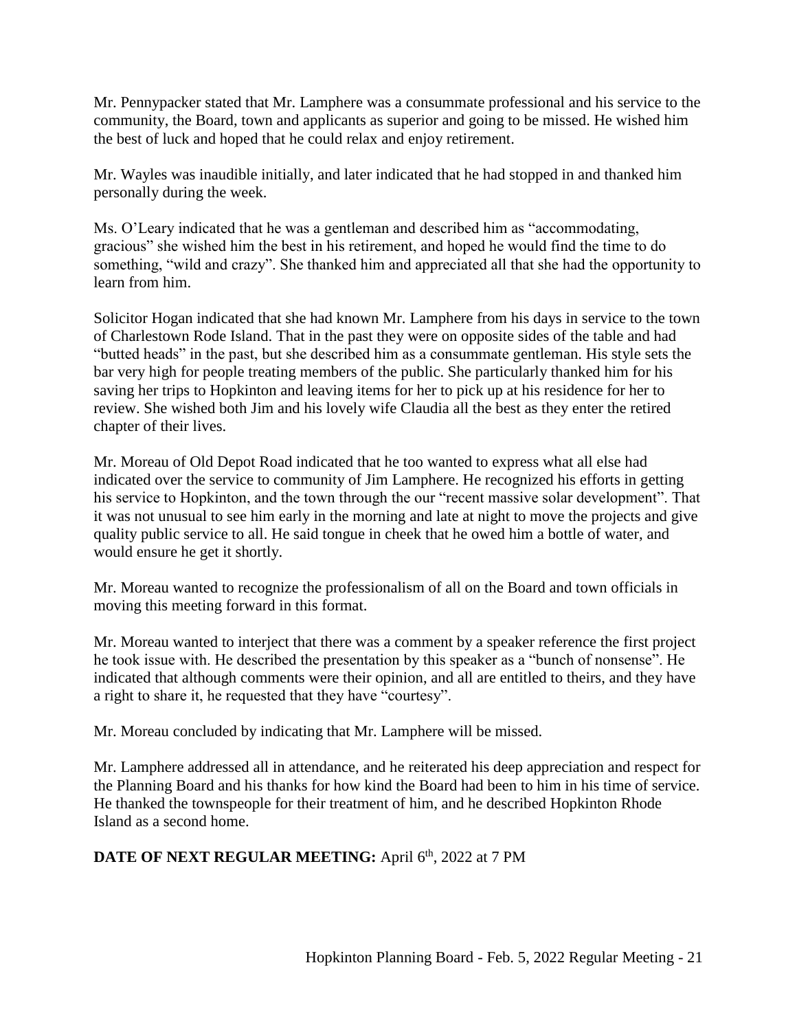Mr. Pennypacker stated that Mr. Lamphere was a consummate professional and his service to the community, the Board, town and applicants as superior and going to be missed. He wished him the best of luck and hoped that he could relax and enjoy retirement.

Mr. Wayles was inaudible initially, and later indicated that he had stopped in and thanked him personally during the week.

Ms. O'Leary indicated that he was a gentleman and described him as "accommodating, gracious" she wished him the best in his retirement, and hoped he would find the time to do something, "wild and crazy". She thanked him and appreciated all that she had the opportunity to learn from him.

Solicitor Hogan indicated that she had known Mr. Lamphere from his days in service to the town of Charlestown Rode Island. That in the past they were on opposite sides of the table and had "butted heads" in the past, but she described him as a consummate gentleman. His style sets the bar very high for people treating members of the public. She particularly thanked him for his saving her trips to Hopkinton and leaving items for her to pick up at his residence for her to review. She wished both Jim and his lovely wife Claudia all the best as they enter the retired chapter of their lives.

Mr. Moreau of Old Depot Road indicated that he too wanted to express what all else had indicated over the service to community of Jim Lamphere. He recognized his efforts in getting his service to Hopkinton, and the town through the our "recent massive solar development". That it was not unusual to see him early in the morning and late at night to move the projects and give quality public service to all. He said tongue in cheek that he owed him a bottle of water, and would ensure he get it shortly.

Mr. Moreau wanted to recognize the professionalism of all on the Board and town officials in moving this meeting forward in this format.

Mr. Moreau wanted to interject that there was a comment by a speaker reference the first project he took issue with. He described the presentation by this speaker as a "bunch of nonsense". He indicated that although comments were their opinion, and all are entitled to theirs, and they have a right to share it, he requested that they have "courtesy".

Mr. Moreau concluded by indicating that Mr. Lamphere will be missed.

Mr. Lamphere addressed all in attendance, and he reiterated his deep appreciation and respect for the Planning Board and his thanks for how kind the Board had been to him in his time of service. He thanked the townspeople for their treatment of him, and he described Hopkinton Rhode Island as a second home.

**DATE OF NEXT REGULAR MEETING:** April 6th, 2022 at 7 PM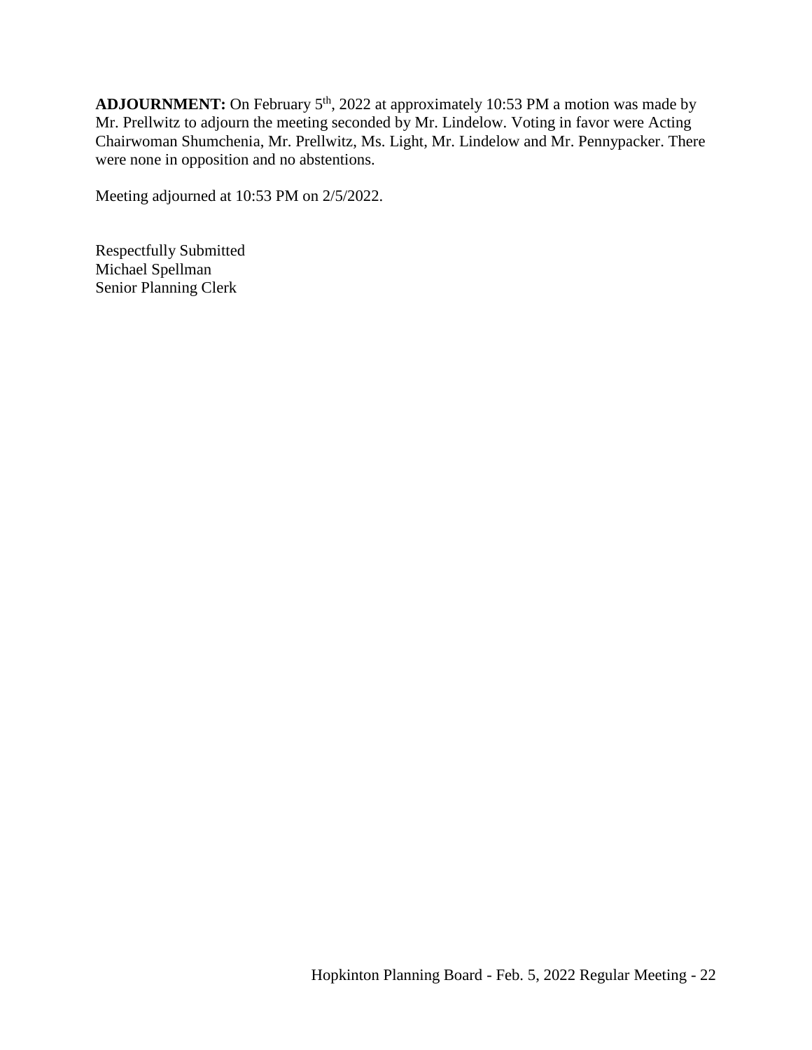**ADJOURNMENT:** On February 5th, 2022 at approximately 10:53 PM a motion was made by Mr. Prellwitz to adjourn the meeting seconded by Mr. Lindelow. Voting in favor were Acting Chairwoman Shumchenia, Mr. Prellwitz, Ms. Light, Mr. Lindelow and Mr. Pennypacker. There were none in opposition and no abstentions.

Meeting adjourned at 10:53 PM on 2/5/2022.

Respectfully Submitted
Michael Spellman
Senior Planning Clerk